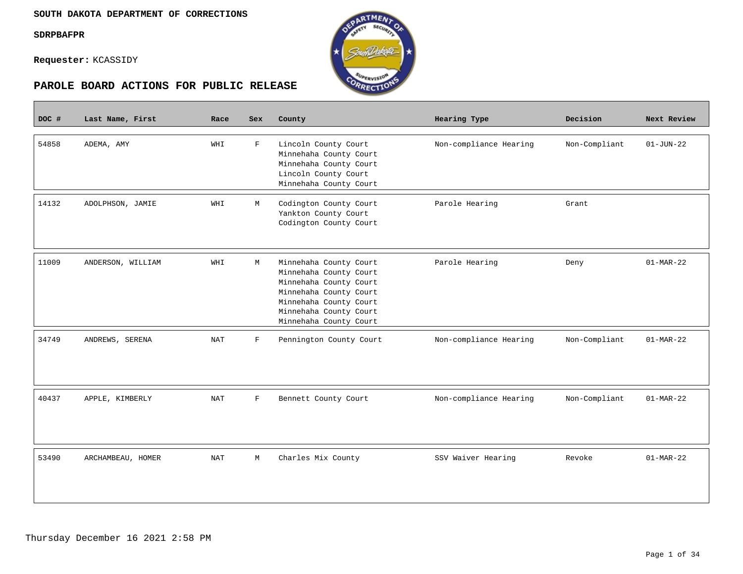**SOUTH DAKOTA DEPARTMENT OF CORRECTIONS**

**SDRPBAFPR**

**Requester:** KCASSIDY

## PAROLE BOARD ACTIONS FOR PUBLIC RELEASE

| DOC # | Last Name, First | Race | Sex | County | Hearing Type | Decision | Next Review |
|---|---|---|---|---|---|---|---|
| 54858 | ADEMA, AMY | WHI | F | Lincoln County Court<br>Minnehaha County Court<br>Minnehaha County Court<br>Lincoln County Court<br>Minnehaha County Court | Non-compliance Hearing | Non-Compliant | 01-JUN-22 |
| 14132 | ADOLPHSON, JAMIE | WHI | M | Codington County Court<br>Yankton County Court<br>Codington County Court | Parole Hearing | Grant | |
| 11009 | ANDERSON, WILLIAM | WHI | M | Minnehaha County Court<br>Minnehaha County Court<br>Minnehaha County Court<br>Minnehaha County Court<br>Minnehaha County Court<br>Minnehaha County Court<br>Minnehaha County Court | Parole Hearing | Deny | 01-MAR-22 |
| 34749 | ANDREWS, SERENA | NAT | F | Pennington County Court | Non-compliance Hearing | Non-Compliant | 01-MAR-22 |
| 40437 | APPLE, KIMBERLY | NAT | F | Bennett County Court | Non-compliance Hearing | Non-Compliant | 01-MAR-22 |
| 53490 | ARCHAMBEAU, HOMER | NAT | M | Charles Mix County | SSV Waiver Hearing | Revoke | 01-MAR-22 |

Thursday December 16 2021 2:58 PM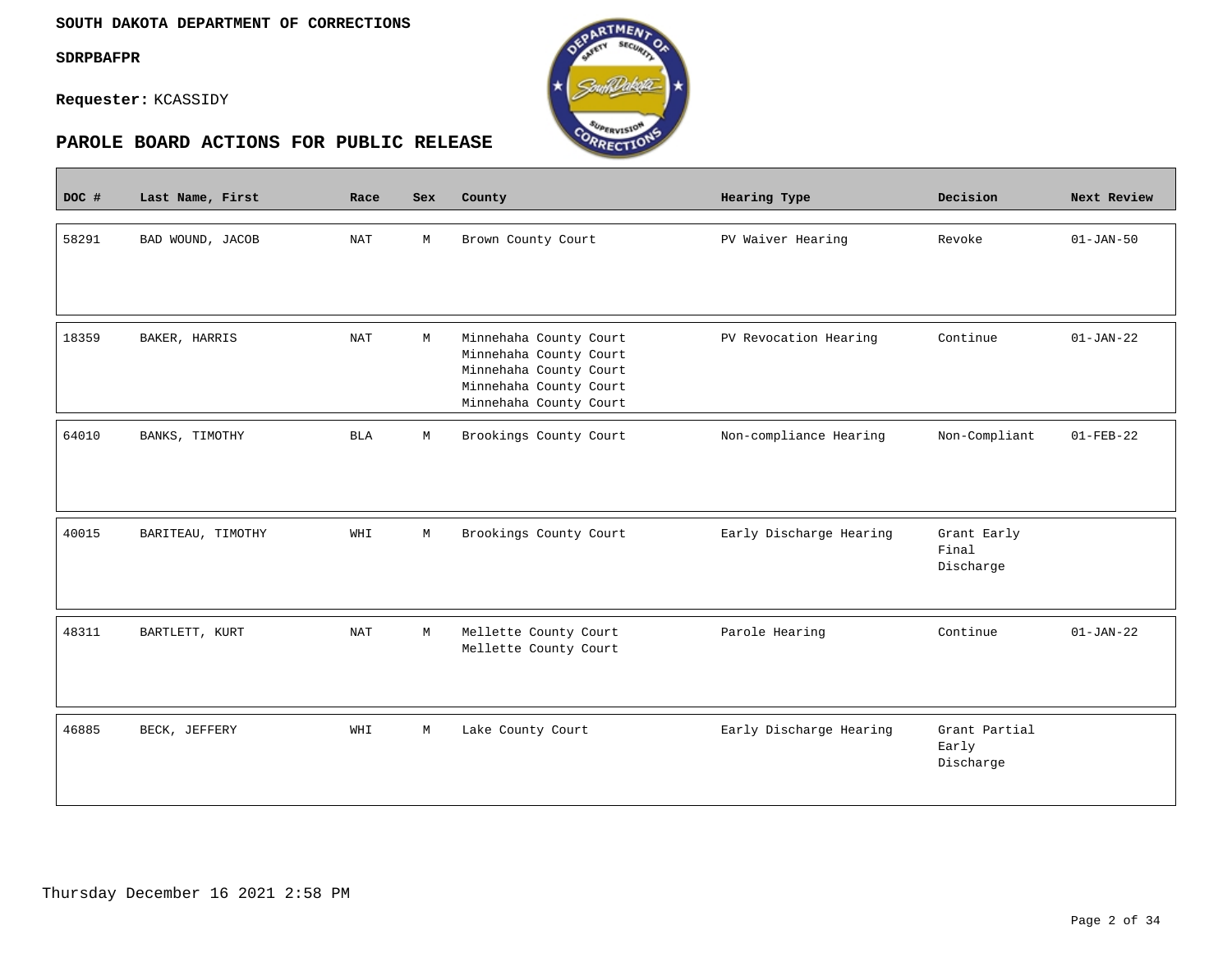**SOUTH DAKOTA DEPARTMENT OF CORRECTIONS**

**SDRPBAFPR**

**Requester:** KCASSIDY

## PAROLE BOARD ACTIONS FOR PUBLIC RELEASE

| DOC # | Last Name, First | Race | Sex | County | Hearing Type | Decision | Next Review |
|---|---|---|---|---|---|---|---|
| 58291 | BAD WOUND, JACOB | NAT | M | Brown County Court | PV Waiver Hearing | Revoke | 01-JAN-50 |
| 18359 | BAKER, HARRIS | NAT | M | Minnehaha County Court<br>Minnehaha County Court<br>Minnehaha County Court<br>Minnehaha County Court<br>Minnehaha County Court | PV Revocation Hearing | Continue | 01-JAN-22 |
| 64010 | BANKS, TIMOTHY | BLA | M | Brookings County Court | Non-compliance Hearing | Non-Compliant | 01-FEB-22 |
| 40015 | BARITEAU, TIMOTHY | WHI | M | Brookings County Court | Early Discharge Hearing | Grant Early Final Discharge | |
| 48311 | BARTLETT, KURT | NAT | M | Mellette County Court<br>Mellette County Court | Parole Hearing | Continue | 01-JAN-22 |
| 46885 | BECK, JEFFERY | WHI | M | Lake County Court | Early Discharge Hearing | Grant Partial Early Discharge | |

Thursday December 16 2021 2:58 PM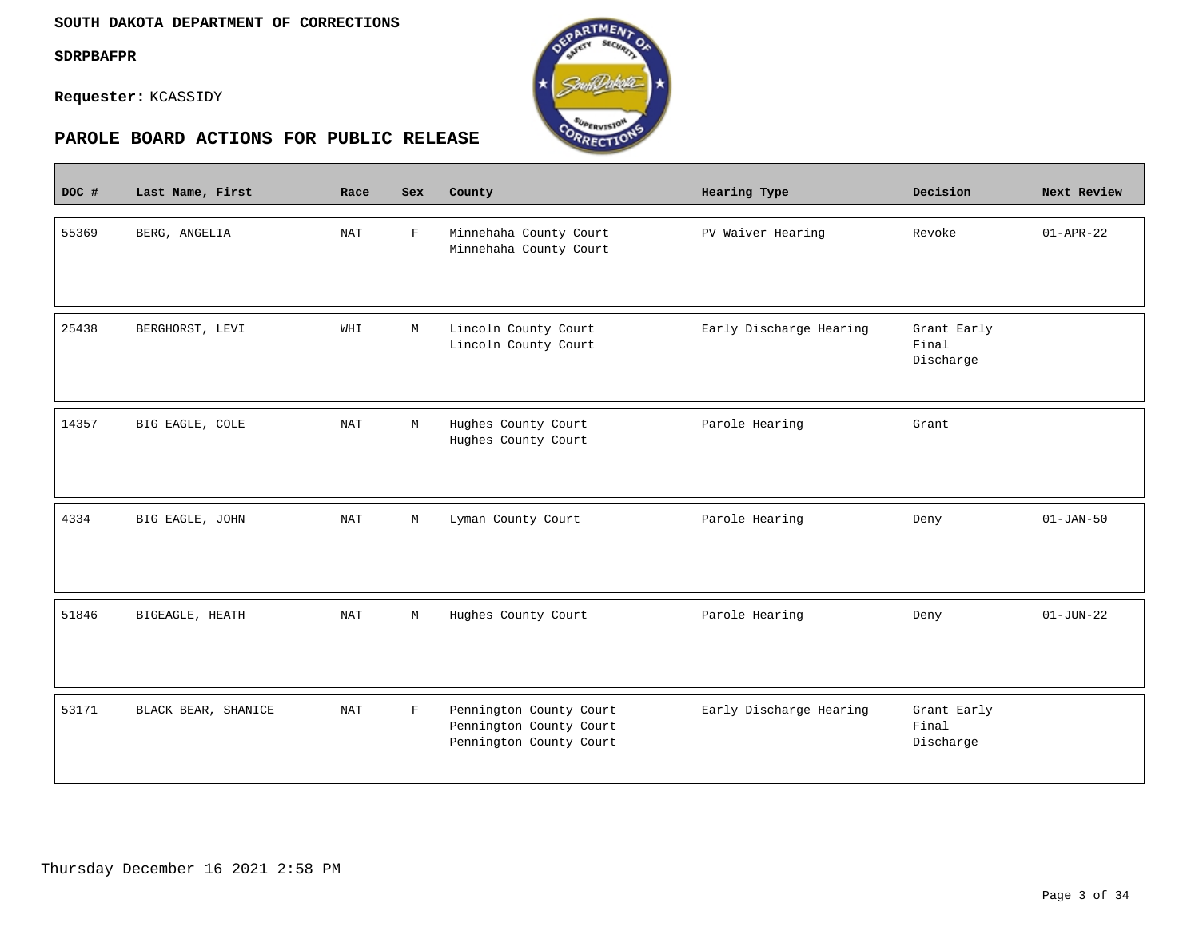**SOUTH DAKOTA DEPARTMENT OF CORRECTIONS**

**SDRPBAFPR**

**Requester:** KCASSIDY

## PAROLE BOARD ACTIONS FOR PUBLIC RELEASE

| DOC # | Last Name, First | Race | Sex | County | Hearing Type | Decision | Next Review |
|---|---|---|---|---|---|---|---|
| 55369 | BERG, ANGELIA | NAT | F | Minnehaha County Court<br>Minnehaha County Court | PV Waiver Hearing | Revoke | 01-APR-22 |
| 25438 | BERGHORST, LEVI | WHI | M | Lincoln County Court<br>Lincoln County Court | Early Discharge Hearing | Grant Early Final Discharge | |
| 14357 | BIG EAGLE, COLE | NAT | M | Hughes County Court<br>Hughes County Court | Parole Hearing | Grant | |
| 4334 | BIG EAGLE, JOHN | NAT | M | Lyman County Court | Parole Hearing | Deny | 01-JAN-50 |
| 51846 | BIGEAGLE, HEATH | NAT | M | Hughes County Court | Parole Hearing | Deny | 01-JUN-22 |
| 53171 | BLACK BEAR, SHANICE | NAT | F | Pennington County Court<br>Pennington County Court<br>Pennington County Court | Early Discharge Hearing | Grant Early Final Discharge | |

Thursday December 16 2021 2:58 PM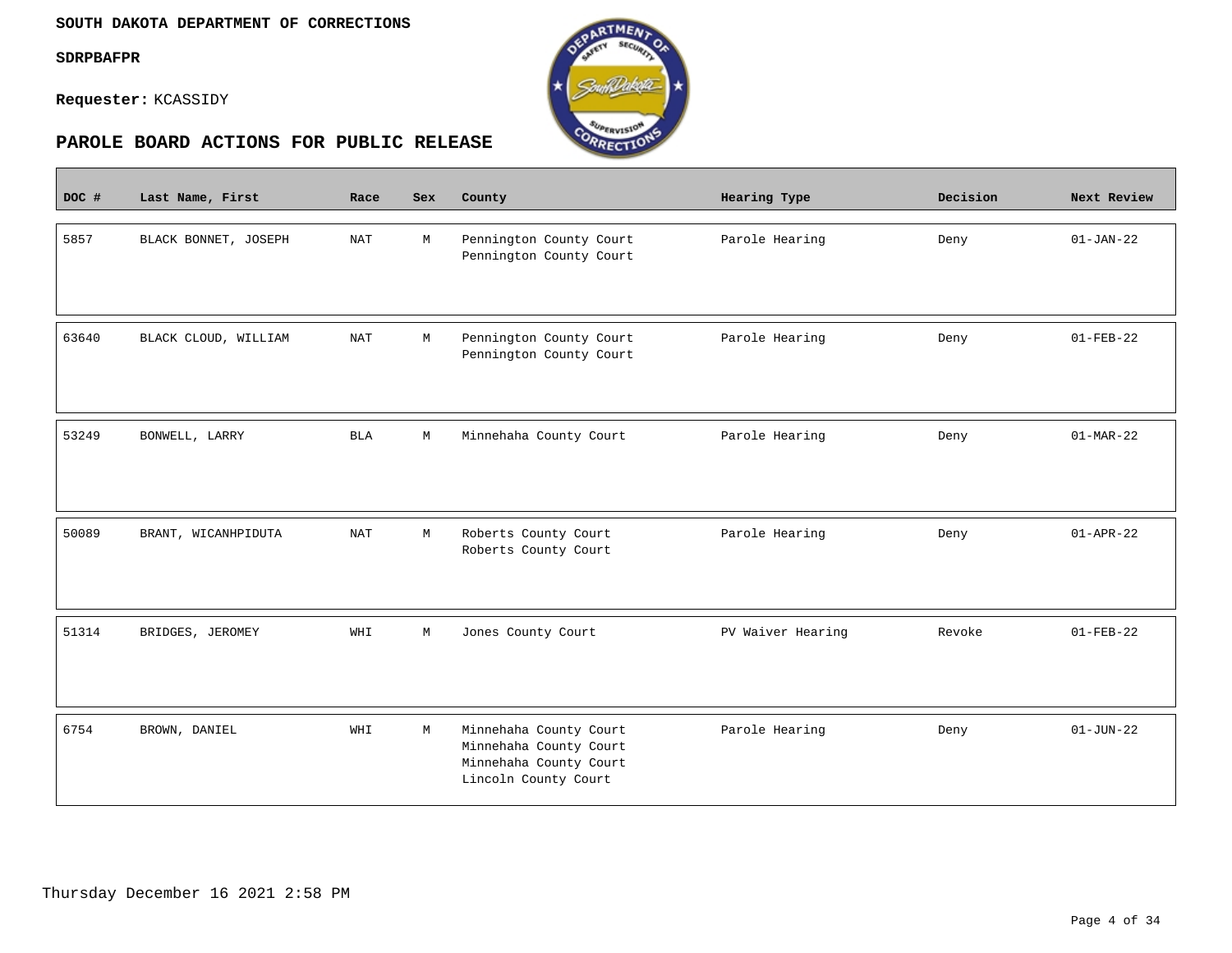**SOUTH DAKOTA DEPARTMENT OF CORRECTIONS**

**SDRPBAFPR**

**Requester:** KCASSIDY

## PAROLE BOARD ACTIONS FOR PUBLIC RELEASE

| DOC # | Last Name, First | Race | Sex | County | Hearing Type | Decision | Next Review |
|---|---|---|---|---|---|---|---|
| 5857 | BLACK BONNET, JOSEPH | NAT | M | Pennington County Court<br>Pennington County Court | Parole Hearing | Deny | 01-JAN-22 |
| 63640 | BLACK CLOUD, WILLIAM | NAT | M | Pennington County Court<br>Pennington County Court | Parole Hearing | Deny | 01-FEB-22 |
| 53249 | BONWELL, LARRY | BLA | M | Minnehaha County Court | Parole Hearing | Deny | 01-MAR-22 |
| 50089 | BRANT, WICANHPIDUTA | NAT | M | Roberts County Court<br>Roberts County Court | Parole Hearing | Deny | 01-APR-22 |
| 51314 | BRIDGES, JEROMEY | WHI | M | Jones County Court | PV Waiver Hearing | Revoke | 01-FEB-22 |
| 6754 | BROWN, DANIEL | WHI | M | Minnehaha County Court<br>Minnehaha County Court<br>Minnehaha County Court<br>Lincoln County Court | Parole Hearing | Deny | 01-JUN-22 |

Thursday December 16 2021 2:58 PM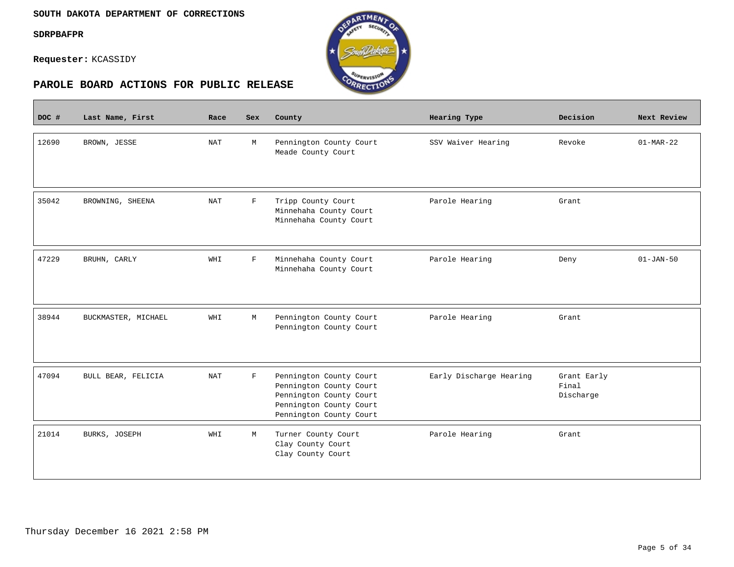**SOUTH DAKOTA DEPARTMENT OF CORRECTIONS**

**SDRPBAFPR**

**Requester:** KCASSIDY

## PAROLE BOARD ACTIONS FOR PUBLIC RELEASE

| DOC # | Last Name, First | Race | Sex | County | Hearing Type | Decision | Next Review |
|---|---|---|---|---|---|---|---|
| 12690 | BROWN, JESSE | NAT | M | Pennington County Court<br>Meade County Court | SSV Waiver Hearing | Revoke | 01-MAR-22 |
| 35042 | BROWNING, SHEENA | NAT | F | Tripp County Court<br>Minnehaha County Court<br>Minnehaha County Court | Parole Hearing | Grant | |
| 47229 | BRUHN, CARLY | WHI | F | Minnehaha County Court<br>Minnehaha County Court | Parole Hearing | Deny | 01-JAN-50 |
| 38944 | BUCKMASTER, MICHAEL | WHI | M | Pennington County Court<br>Pennington County Court | Parole Hearing | Grant | |
| 47094 | BULL BEAR, FELICIA | NAT | F | Pennington County Court<br>Pennington County Court<br>Pennington County Court<br>Pennington County Court<br>Pennington County Court | Early Discharge Hearing | Grant Early Final Discharge | |
| 21014 | BURKS, JOSEPH | WHI | M | Turner County Court<br>Clay County Court<br>Clay County Court | Parole Hearing | Grant | |

Thursday December 16 2021 2:58 PM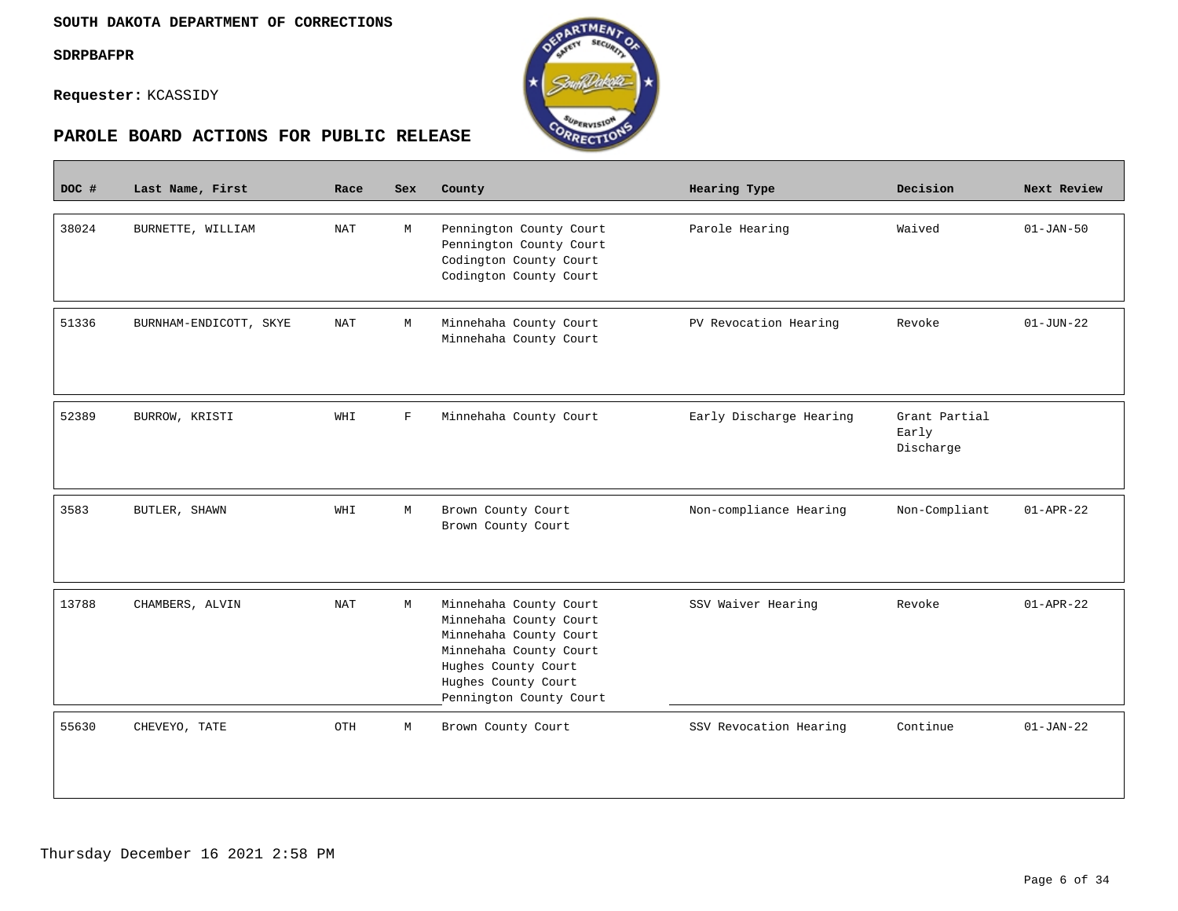**SOUTH DAKOTA DEPARTMENT OF CORRECTIONS**

**SDRPBAFPR**

**Requester:** KCASSIDY

## PAROLE BOARD ACTIONS FOR PUBLIC RELEASE

| DOC # | Last Name, First | Race | Sex | County | Hearing Type | Decision | Next Review |
|---|---|---|---|---|---|---|---|
| 38024 | BURNETTE, WILLIAM | NAT | M | Pennington County Court<br>Pennington County Court<br>Codington County Court<br>Codington County Court | Parole Hearing | Waived | 01-JAN-50 |
| 51336 | BURNHAM-ENDICOTT, SKYE | NAT | M | Minnehaha County Court<br>Minnehaha County Court | PV Revocation Hearing | Revoke | 01-JUN-22 |
| 52389 | BURROW, KRISTI | WHI | F | Minnehaha County Court | Early Discharge Hearing | Grant Partial Early Discharge | |
| 3583 | BUTLER, SHAWN | WHI | M | Brown County Court<br>Brown County Court | Non-compliance Hearing | Non-Compliant | 01-APR-22 |
| 13788 | CHAMBERS, ALVIN | NAT | M | Minnehaha County Court<br>Minnehaha County Court<br>Minnehaha County Court<br>Minnehaha County Court<br>Hughes County Court<br>Hughes County Court<br>Pennington County Court | SSV Waiver Hearing | Revoke | 01-APR-22 |
| 55630 | CHEVEYO, TATE | OTH | M | Brown County Court | SSV Revocation Hearing | Continue | 01-JAN-22 |

Thursday December 16 2021 2:58 PM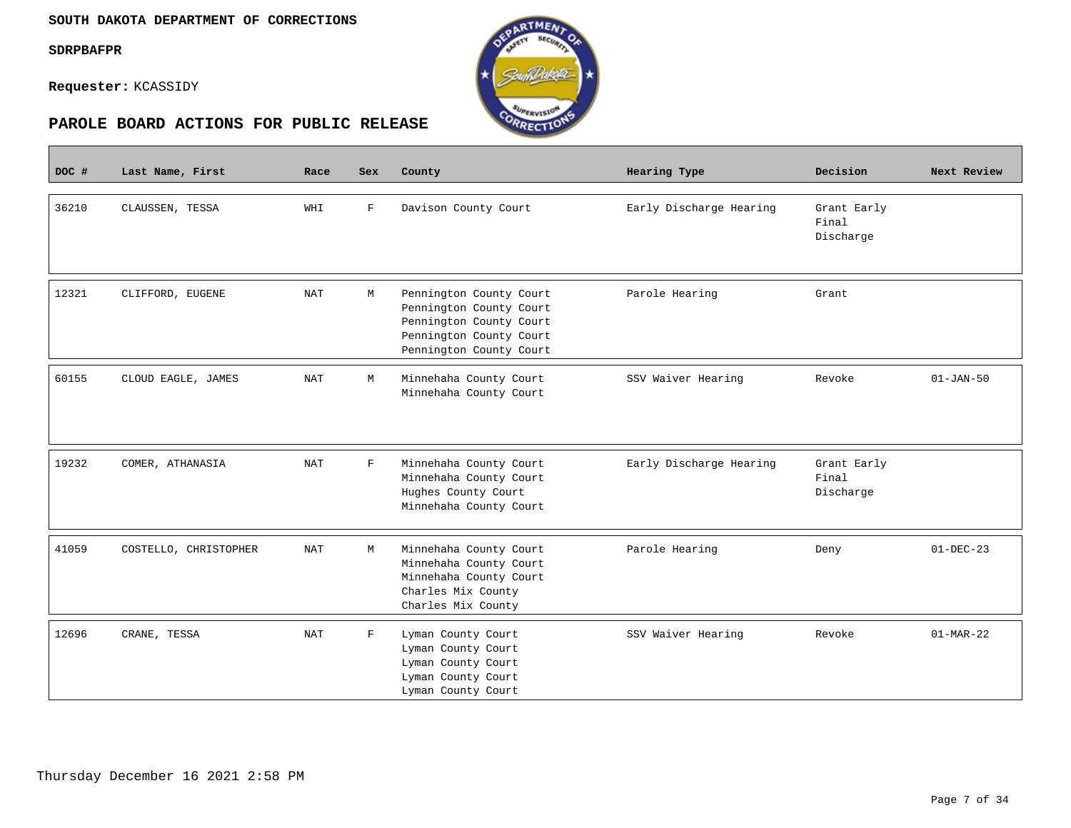**SOUTH DAKOTA DEPARTMENT OF CORRECTIONS**

**SDRPBAFPR**

**Requester:** KCASSIDY

## PAROLE BOARD ACTIONS FOR PUBLIC RELEASE

| DOC # | Last Name, First | Race | Sex | County | Hearing Type | Decision | Next Review |
|---|---|---|---|---|---|---|---|
| 36210 | CLAUSSEN, TESSA | WHI | F | Davison County Court | Early Discharge Hearing | Grant Early Final Discharge | |
| 12321 | CLIFFORD, EUGENE | NAT | M | Pennington County Court<br>Pennington County Court<br>Pennington County Court<br>Pennington County Court<br>Pennington County Court | Parole Hearing | Grant | |
| 60155 | CLOUD EAGLE, JAMES | NAT | M | Minnehaha County Court<br>Minnehaha County Court | SSV Waiver Hearing | Revoke | 01-JAN-50 |
| 19232 | COMER, ATHANASIA | NAT | F | Minnehaha County Court<br>Minnehaha County Court<br>Hughes County Court<br>Minnehaha County Court | Early Discharge Hearing | Grant Early Final Discharge | |
| 41059 | COSTELLO, CHRISTOPHER | NAT | M | Minnehaha County Court<br>Minnehaha County Court<br>Minnehaha County Court<br>Charles Mix County<br>Charles Mix County | Parole Hearing | Deny | 01-DEC-23 |
| 12696 | CRANE, TESSA | NAT | F | Lyman County Court<br>Lyman County Court<br>Lyman County Court<br>Lyman County Court<br>Lyman County Court | SSV Waiver Hearing | Revoke | 01-MAR-22 |

Thursday December 16 2021 2:58 PM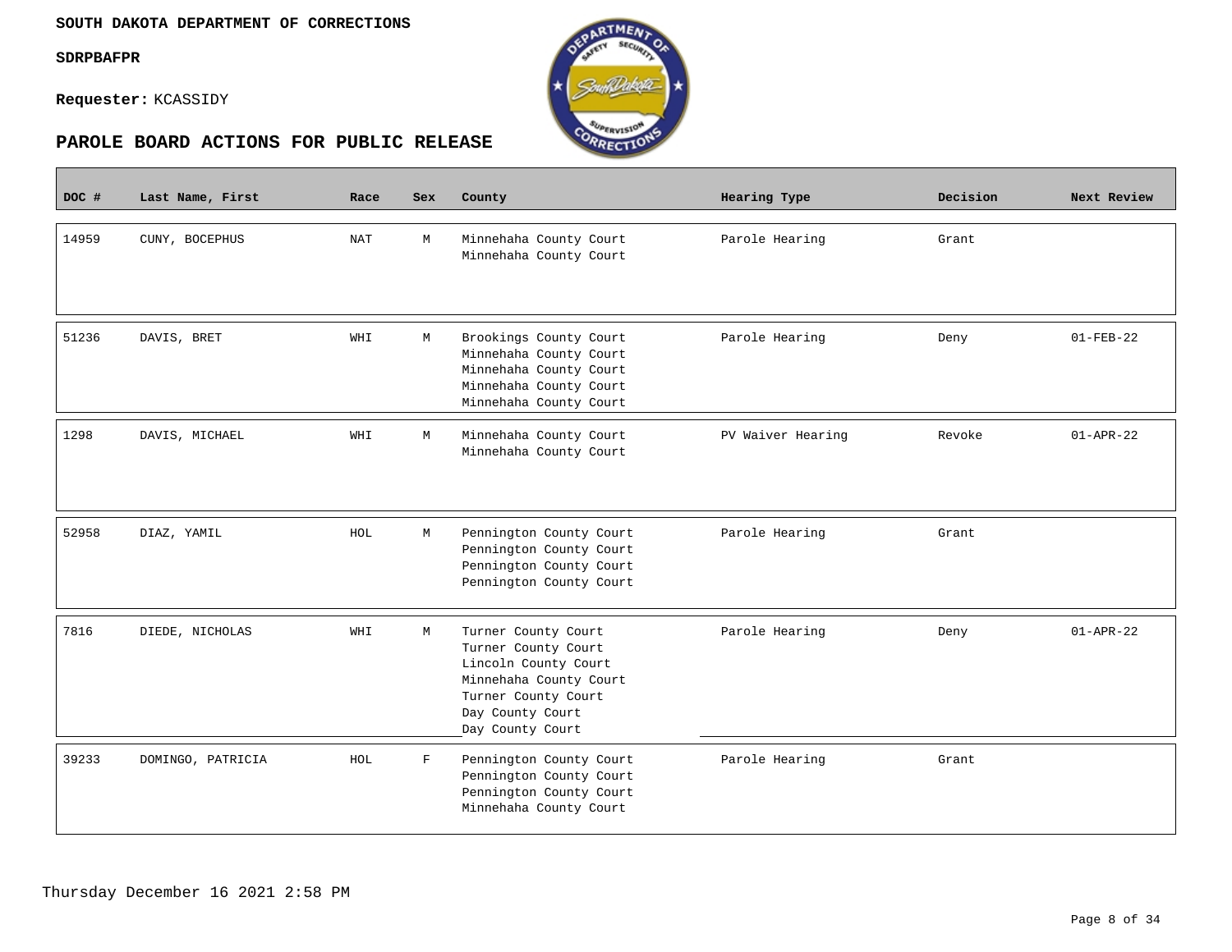SOUTH DAKOTA DEPARTMENT OF CORRECTIONS

**SDRPBAFPR**

**Requester:** KCASSIDY

## PAROLE BOARD ACTIONS FOR PUBLIC RELEASE

| DOC # | Last Name, First | Race | Sex | County | Hearing Type | Decision | Next Review |
|---|---|---|---|---|---|---|---|
| 14959 | CUNY, BOCEPHUS | NAT | M | Minnehaha County Court<br>Minnehaha County Court | Parole Hearing | Grant | |
| 51236 | DAVIS, BRET | WHI | M | Brookings County Court<br>Minnehaha County Court<br>Minnehaha County Court<br>Minnehaha County Court<br>Minnehaha County Court | Parole Hearing | Deny | 01-FEB-22 |
| 1298 | DAVIS, MICHAEL | WHI | M | Minnehaha County Court<br>Minnehaha County Court | PV Waiver Hearing | Revoke | 01-APR-22 |
| 52958 | DIAZ, YAMIL | HOL | M | Pennington County Court<br>Pennington County Court<br>Pennington County Court<br>Pennington County Court | Parole Hearing | Grant | |
| 7816 | DIEDE, NICHOLAS | WHI | M | Turner County Court<br>Turner County Court<br>Lincoln County Court<br>Minnehaha County Court<br>Turner County Court<br>Day County Court<br>Day County Court | Parole Hearing | Deny | 01-APR-22 |
| 39233 | DOMINGO, PATRICIA | HOL | F | Pennington County Court<br>Pennington County Court<br>Pennington County Court<br>Minnehaha County Court | Parole Hearing | Grant | |

Thursday December 16 2021 2:58 PM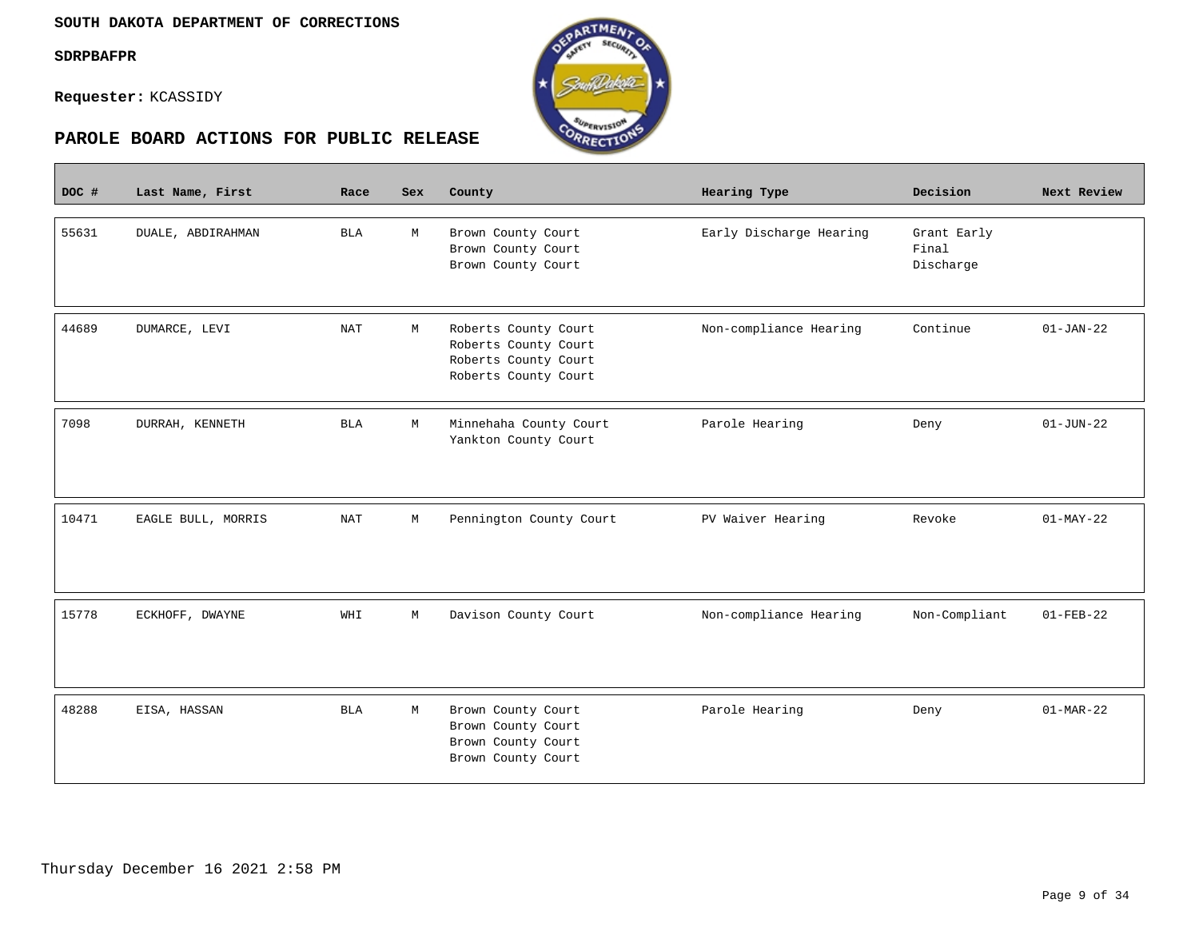**SOUTH DAKOTA DEPARTMENT OF CORRECTIONS**

**SDRPBAFPR**

**Requester:** KCASSIDY

## PAROLE BOARD ACTIONS FOR PUBLIC RELEASE

| DOC # | Last Name, First | Race | Sex | County | Hearing Type | Decision | Next Review |
|---|---|---|---|---|---|---|---|
| 55631 | DUALE, ABDIRAHMAN | BLA | M | Brown County Court<br>Brown County Court<br>Brown County Court | Early Discharge Hearing | Grant Early Final Discharge | |
| 44689 | DUMARCE, LEVI | NAT | M | Roberts County Court<br>Roberts County Court<br>Roberts County Court<br>Roberts County Court | Non-compliance Hearing | Continue | 01-JAN-22 |
| 7098 | DURRAH, KENNETH | BLA | M | Minnehaha County Court<br>Yankton County Court | Parole Hearing | Deny | 01-JUN-22 |
| 10471 | EAGLE BULL, MORRIS | NAT | M | Pennington County Court | PV Waiver Hearing | Revoke | 01-MAY-22 |
| 15778 | ECKHOFF, DWAYNE | WHI | M | Davison County Court | Non-compliance Hearing | Non-Compliant | 01-FEB-22 |
| 48288 | EISA, HASSAN | BLA | M | Brown County Court<br>Brown County Court<br>Brown County Court<br>Brown County Court | Parole Hearing | Deny | 01-MAR-22 |

Thursday December 16 2021 2:58 PM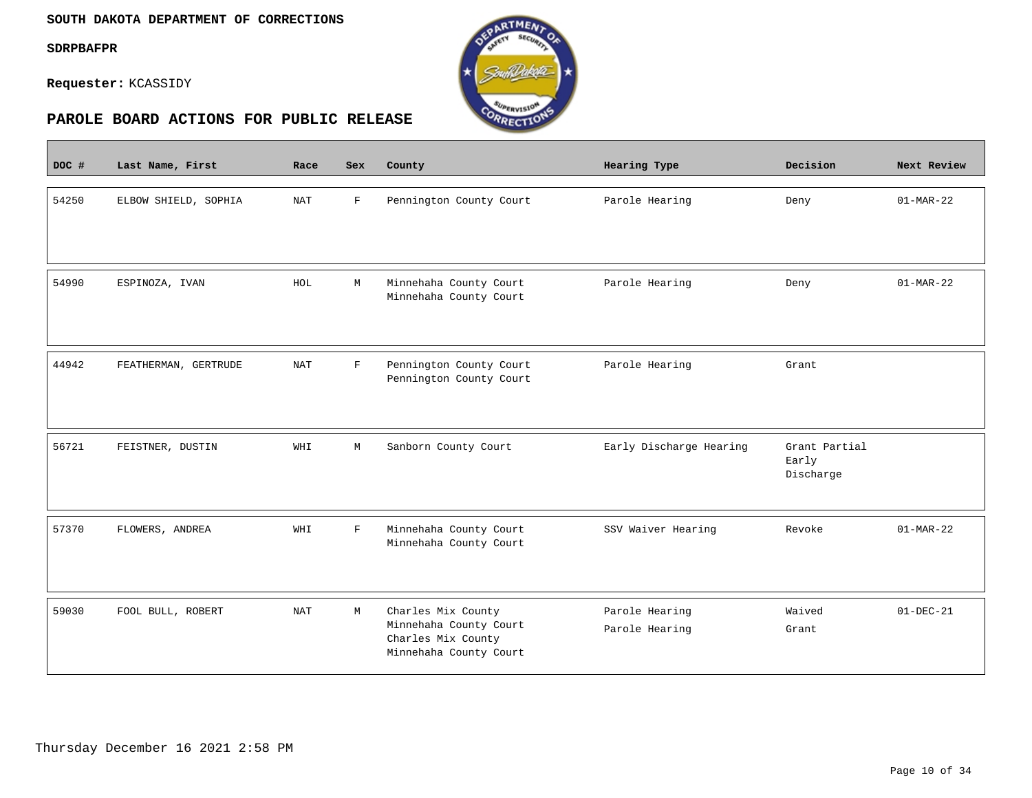**SOUTH DAKOTA DEPARTMENT OF CORRECTIONS**

**SDRPBAFPR**

**Requester:** KCASSIDY

## PAROLE BOARD ACTIONS FOR PUBLIC RELEASE

| DOC # | Last Name, First | Race | Sex | County | Hearing Type | Decision | Next Review |
|---|---|---|---|---|---|---|---|
| 54250 | ELBOW SHIELD, SOPHIA | NAT | F | Pennington County Court | Parole Hearing | Deny | 01-MAR-22 |
| 54990 | ESPINOZA, IVAN | HOL | M | Minnehaha County Court<br>Minnehaha County Court | Parole Hearing | Deny | 01-MAR-22 |
| 44942 | FEATHERMAN, GERTRUDE | NAT | F | Pennington County Court<br>Pennington County Court | Parole Hearing | Grant | |
| 56721 | FEISTNER, DUSTIN | WHI | M | Sanborn County Court | Early Discharge Hearing | Grant Partial Early Discharge | |
| 57370 | FLOWERS, ANDREA | WHI | F | Minnehaha County Court<br>Minnehaha County Court | SSV Waiver Hearing | Revoke | 01-MAR-22 |
| 59030 | FOOL BULL, ROBERT | NAT | M | Charles Mix County<br>Minnehaha County Court<br>Charles Mix County<br>Minnehaha County Court | Parole Hearing<br>Parole Hearing | Waived<br>Grant | 01-DEC-21 |

Thursday December 16 2021 2:58 PM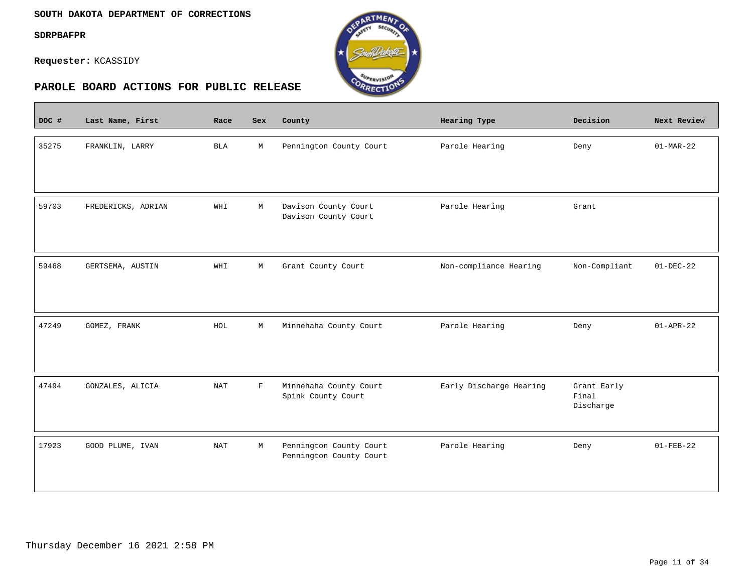**SOUTH DAKOTA DEPARTMENT OF CORRECTIONS**

**SDRPBAFPR**

**Requester:** KCASSIDY

## PAROLE BOARD ACTIONS FOR PUBLIC RELEASE

| DOC # | Last Name, First | Race | Sex | County | Hearing Type | Decision | Next Review |
|---|---|---|---|---|---|---|---|
| 35275 | FRANKLIN, LARRY | BLA | M | Pennington County Court | Parole Hearing | Deny | 01-MAR-22 |
| 59703 | FREDERICKS, ADRIAN | WHI | M | Davison County Court<br>Davison County Court | Parole Hearing | Grant | |
| 59468 | GERTSEMA, AUSTIN | WHI | M | Grant County Court | Non-compliance Hearing | Non-Compliant | 01-DEC-22 |
| 47249 | GOMEZ, FRANK | HOL | M | Minnehaha County Court | Parole Hearing | Deny | 01-APR-22 |
| 47494 | GONZALES, ALICIA | NAT | F | Minnehaha County Court<br>Spink County Court | Early Discharge Hearing | Grant Early Final Discharge | |
| 17923 | GOOD PLUME, IVAN | NAT | M | Pennington County Court<br>Pennington County Court | Parole Hearing | Deny | 01-FEB-22 |

Thursday December 16 2021 2:58 PM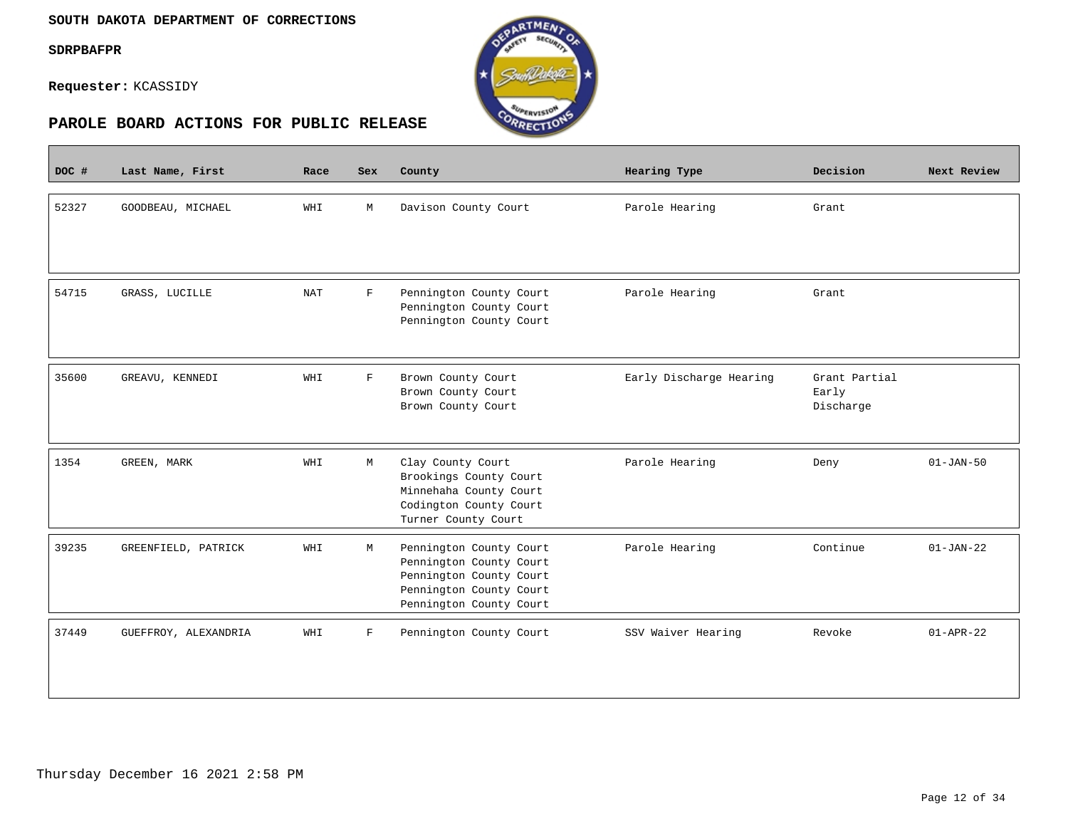**SOUTH DAKOTA DEPARTMENT OF CORRECTIONS**

**SDRPBAFPR**

**Requester:** KCASSIDY

## PAROLE BOARD ACTIONS FOR PUBLIC RELEASE

| DOC # | Last Name, First | Race | Sex | County | Hearing Type | Decision | Next Review |
|---|---|---|---|---|---|---|---|
| 52327 | GOODBEAU, MICHAEL | WHI | M | Davison County Court | Parole Hearing | Grant | |
| 54715 | GRASS, LUCILLE | NAT | F | Pennington County Court<br>Pennington County Court<br>Pennington County Court | Parole Hearing | Grant | |
| 35600 | GREAVU, KENNEDI | WHI | F | Brown County Court<br>Brown County Court<br>Brown County Court | Early Discharge Hearing | Grant Partial Early Discharge | |
| 1354 | GREEN, MARK | WHI | M | Clay County Court<br>Brookings County Court<br>Minnehaha County Court<br>Codington County Court<br>Turner County Court | Parole Hearing | Deny | 01-JAN-50 |
| 39235 | GREENFIELD, PATRICK | WHI | M | Pennington County Court<br>Pennington County Court<br>Pennington County Court<br>Pennington County Court<br>Pennington County Court | Parole Hearing | Continue | 01-JAN-22 |
| 37449 | GUEFFROY, ALEXANDRIA | WHI | F | Pennington County Court | SSV Waiver Hearing | Revoke | 01-APR-22 |

Thursday December 16 2021 2:58 PM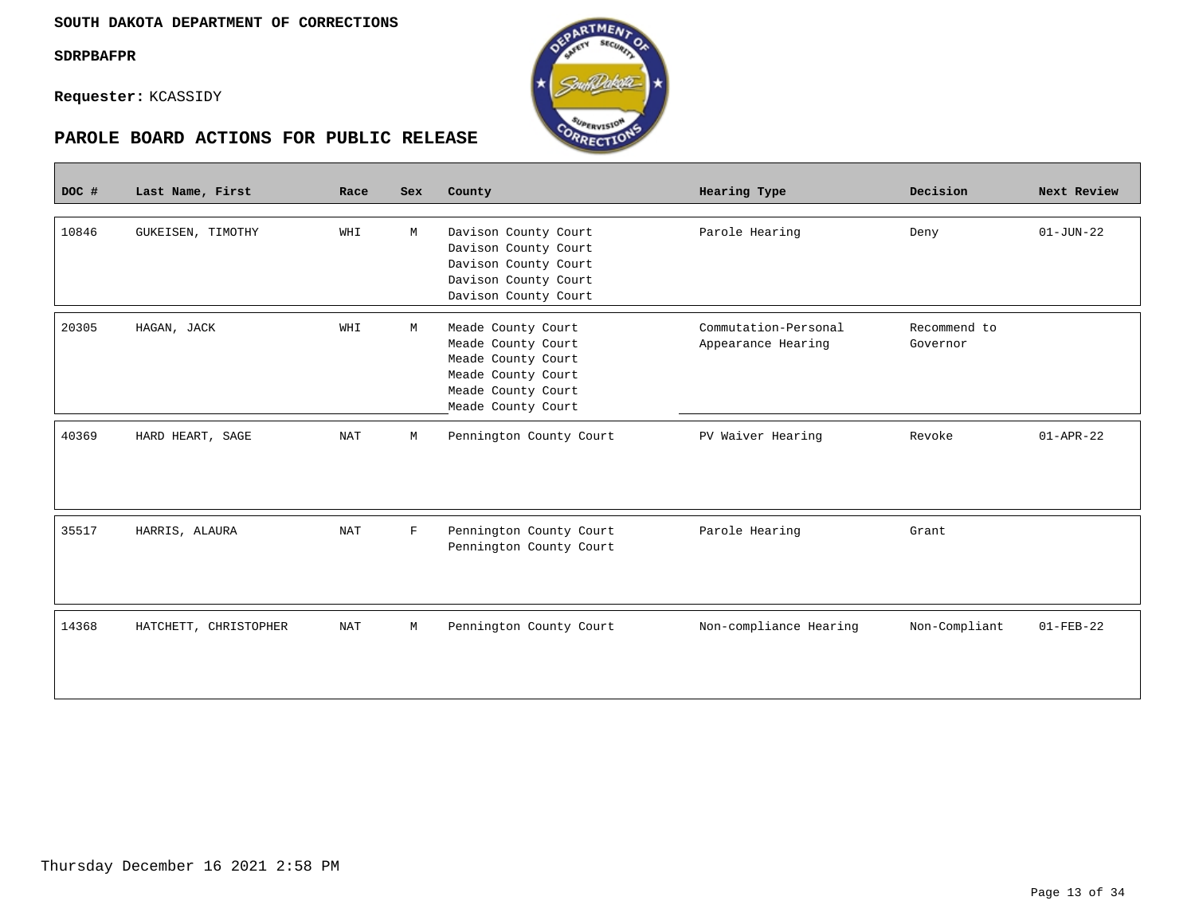**SOUTH DAKOTA DEPARTMENT OF CORRECTIONS**

**SDRPBAFPR**

**Requester:** KCASSIDY

## PAROLE BOARD ACTIONS FOR PUBLIC RELEASE

| DOC # | Last Name, First | Race | Sex | County | Hearing Type | Decision | Next Review |
|---|---|---|---|---|---|---|---|
| 10846 | GUKEISEN, TIMOTHY | WHI | M | Davison County Court<br>Davison County Court<br>Davison County Court<br>Davison County Court<br>Davison County Court | Parole Hearing | Deny | 01-JUN-22 |
| 20305 | HAGAN, JACK | WHI | M | Meade County Court<br>Meade County Court<br>Meade County Court<br>Meade County Court<br>Meade County Court<br>Meade County Court | Commutation-Personal Appearance Hearing | Recommend to Governor | |
| 40369 | HARD HEART, SAGE | NAT | M | Pennington County Court | PV Waiver Hearing | Revoke | 01-APR-22 |
| 35517 | HARRIS, ALAURA | NAT | F | Pennington County Court<br>Pennington County Court | Parole Hearing | Grant | |
| 14368 | HATCHETT, CHRISTOPHER | NAT | M | Pennington County Court | Non-compliance Hearing | Non-Compliant | 01-FEB-22 |

Thursday December 16 2021 2:58 PM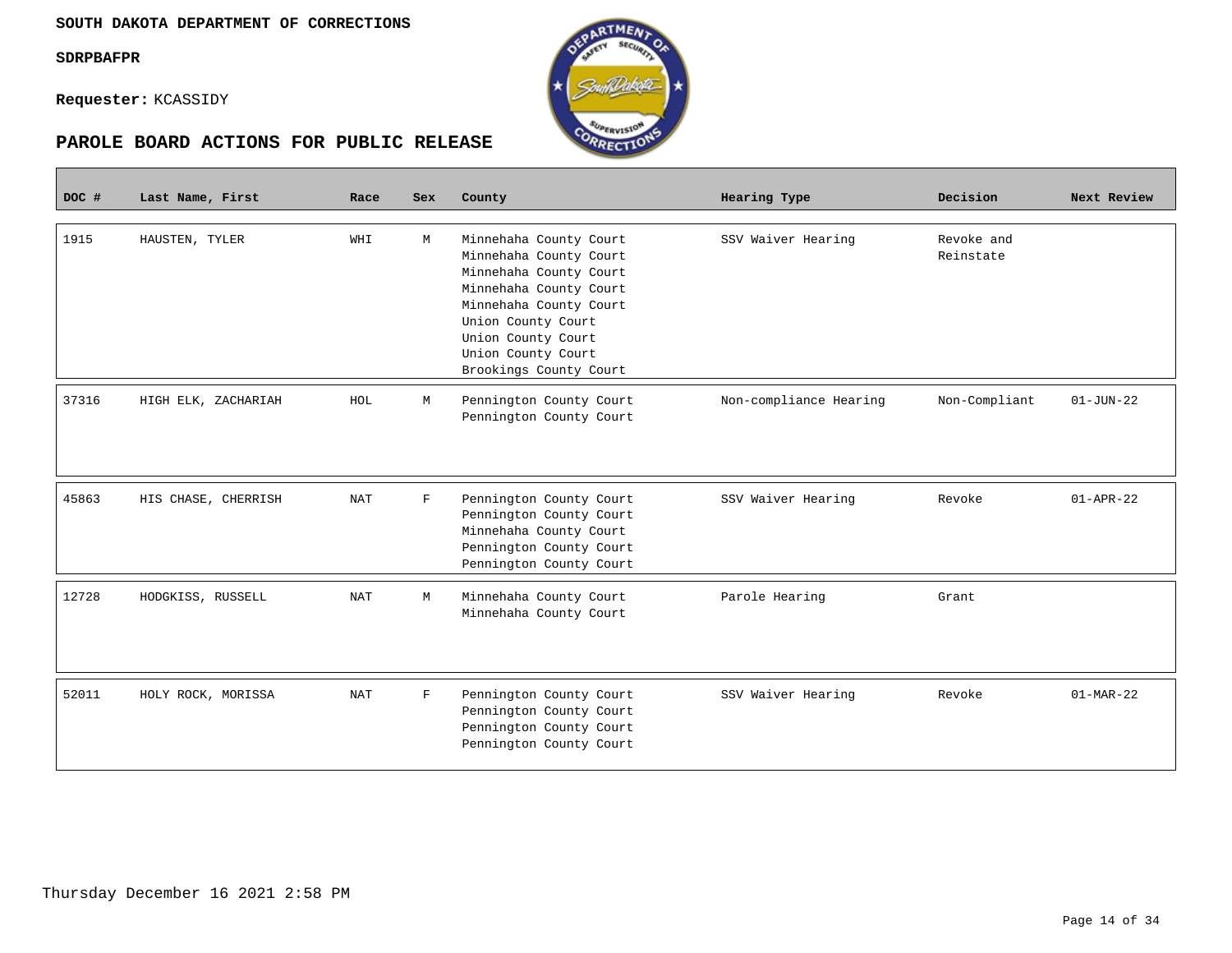**SOUTH DAKOTA DEPARTMENT OF CORRECTIONS**

**SDRPBAFPR**

**Requester:** KCASSIDY

## PAROLE BOARD ACTIONS FOR PUBLIC RELEASE

| DOC # | Last Name, First | Race | Sex | County | Hearing Type | Decision | Next Review |
|---|---|---|---|---|---|---|---|
| 1915 | HAUSTEN, TYLER | WHI | M | Minnehaha County Court<br>Minnehaha County Court<br>Minnehaha County Court<br>Minnehaha County Court<br>Minnehaha County Court<br>Union County Court<br>Union County Court<br>Union County Court<br>Brookings County Court | SSV Waiver Hearing | Revoke and Reinstate | |
| 37316 | HIGH ELK, ZACHARIAH | HOL | M | Pennington County Court<br>Pennington County Court | Non-compliance Hearing | Non-Compliant | 01-JUN-22 |
| 45863 | HIS CHASE, CHERRISH | NAT | F | Pennington County Court<br>Pennington County Court<br>Minnehaha County Court<br>Pennington County Court<br>Pennington County Court | SSV Waiver Hearing | Revoke | 01-APR-22 |
| 12728 | HODGKISS, RUSSELL | NAT | M | Minnehaha County Court<br>Minnehaha County Court | Parole Hearing | Grant | |
| 52011 | HOLY ROCK, MORISSA | NAT | F | Pennington County Court<br>Pennington County Court<br>Pennington County Court<br>Pennington County Court | SSV Waiver Hearing | Revoke | 01-MAR-22 |

Thursday December 16 2021 2:58 PM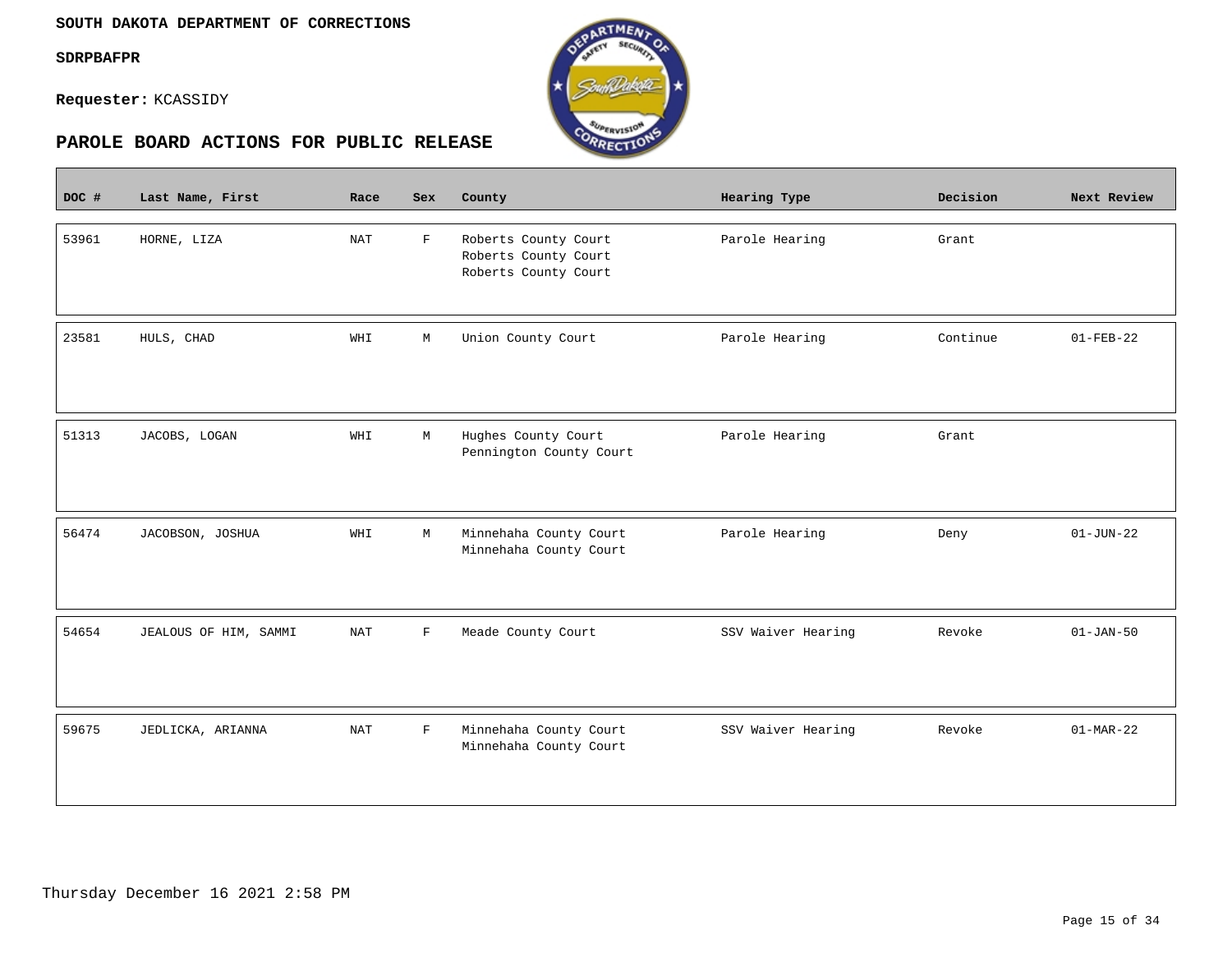**SOUTH DAKOTA DEPARTMENT OF CORRECTIONS**

**SDRPBAFPR**

**Requester:** KCASSIDY

## PAROLE BOARD ACTIONS FOR PUBLIC RELEASE

| DOC # | Last Name, First | Race | Sex | County | Hearing Type | Decision | Next Review |
|---|---|---|---|---|---|---|---|
| 53961 | HORNE, LIZA | NAT | F | Roberts County Court<br>Roberts County Court<br>Roberts County Court | Parole Hearing | Grant | |
| 23581 | HULS, CHAD | WHI | M | Union County Court | Parole Hearing | Continue | 01-FEB-22 |
| 51313 | JACOBS, LOGAN | WHI | M | Hughes County Court<br>Pennington County Court | Parole Hearing | Grant | |
| 56474 | JACOBSON, JOSHUA | WHI | M | Minnehaha County Court<br>Minnehaha County Court | Parole Hearing | Deny | 01-JUN-22 |
| 54654 | JEALOUS OF HIM, SAMMI | NAT | F | Meade County Court | SSV Waiver Hearing | Revoke | 01-JAN-50 |
| 59675 | JEDLICKA, ARIANNA | NAT | F | Minnehaha County Court<br>Minnehaha County Court | SSV Waiver Hearing | Revoke | 01-MAR-22 |

Thursday December 16 2021 2:58 PM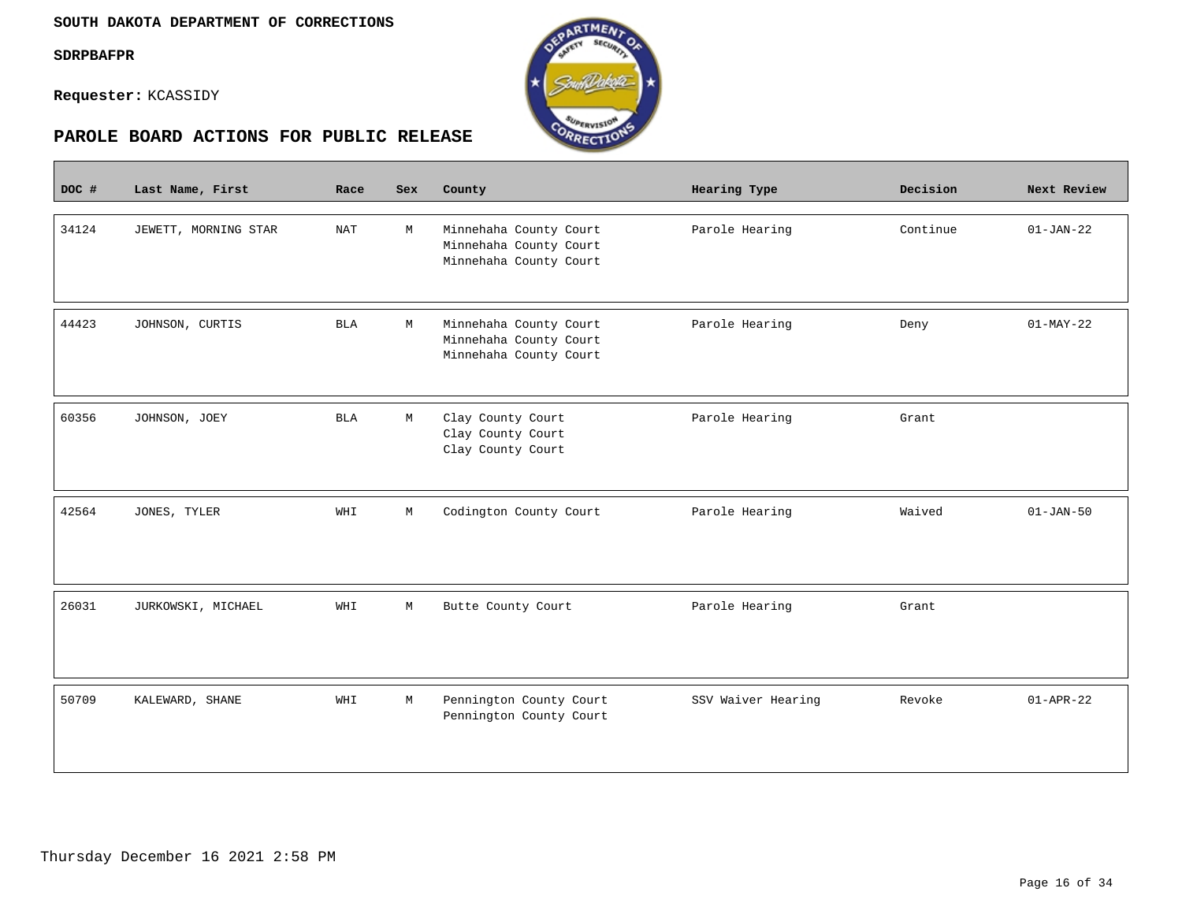**SOUTH DAKOTA DEPARTMENT OF CORRECTIONS**

**SDRPBAFPR**

**Requester:** KCASSIDY

## PAROLE BOARD ACTIONS FOR PUBLIC RELEASE

| DOC # | Last Name, First | Race | Sex | County | Hearing Type | Decision | Next Review |
|---|---|---|---|---|---|---|---|
| 34124 | JEWETT, MORNING STAR | NAT | M | Minnehaha County Court<br>Minnehaha County Court<br>Minnehaha County Court | Parole Hearing | Continue | 01-JAN-22 |
| 44423 | JOHNSON, CURTIS | BLA | M | Minnehaha County Court<br>Minnehaha County Court<br>Minnehaha County Court | Parole Hearing | Deny | 01-MAY-22 |
| 60356 | JOHNSON, JOEY | BLA | M | Clay County Court<br>Clay County Court<br>Clay County Court | Parole Hearing | Grant | |
| 42564 | JONES, TYLER | WHI | M | Codington County Court | Parole Hearing | Waived | 01-JAN-50 |
| 26031 | JURKOWSKI, MICHAEL | WHI | M | Butte County Court | Parole Hearing | Grant | |
| 50709 | KALEWARD, SHANE | WHI | M | Pennington County Court<br>Pennington County Court | SSV Waiver Hearing | Revoke | 01-APR-22 |

Thursday December 16 2021 2:58 PM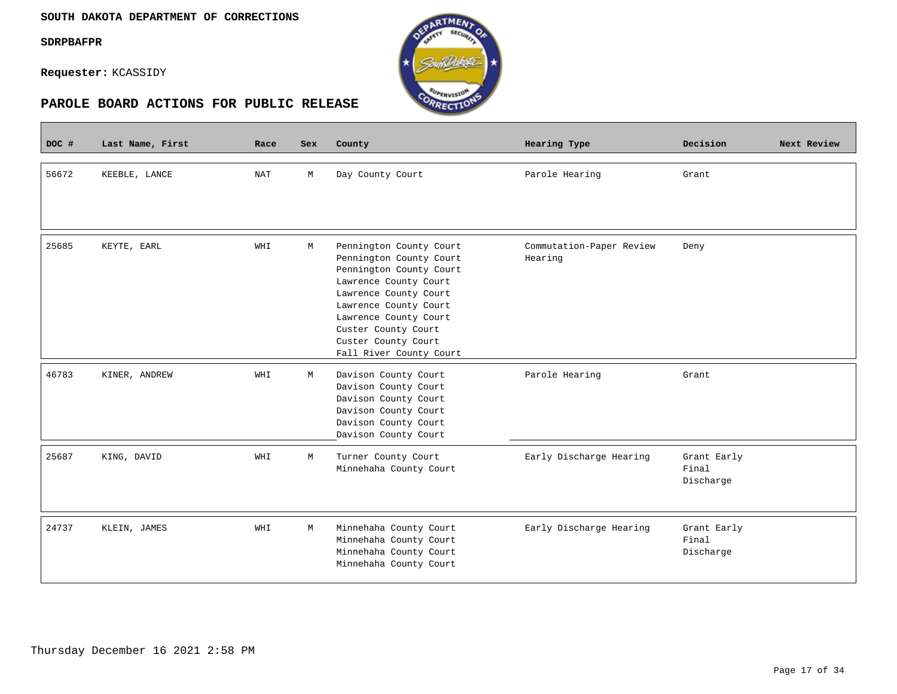**SOUTH DAKOTA DEPARTMENT OF CORRECTIONS**

**SDRPBAFPR**

**Requester:** KCASSIDY

## PAROLE BOARD ACTIONS FOR PUBLIC RELEASE

| DOC # | Last Name, First | Race | Sex | County | Hearing Type | Decision | Next Review |
|---|---|---|---|---|---|---|---|
| 56672 | KEEBLE, LANCE | NAT | M | Day County Court | Parole Hearing | Grant | |
| 25685 | KEYTE, EARL | WHI | M | Pennington County Court<br>Pennington County Court<br>Pennington County Court<br>Lawrence County Court<br>Lawrence County Court<br>Lawrence County Court<br>Lawrence County Court<br>Custer County Court<br>Custer County Court<br>Fall River County Court | Commutation-Paper Review Hearing | Deny | |
| 46783 | KINER, ANDREW | WHI | M | Davison County Court<br>Davison County Court<br>Davison County Court<br>Davison County Court<br>Davison County Court<br>Davison County Court | Parole Hearing | Grant | |
| 25687 | KING, DAVID | WHI | M | Turner County Court<br>Minnehaha County Court | Early Discharge Hearing | Grant Early Final Discharge | |
| 24737 | KLEIN, JAMES | WHI | M | Minnehaha County Court<br>Minnehaha County Court<br>Minnehaha County Court<br>Minnehaha County Court | Early Discharge Hearing | Grant Early Final Discharge | |

Thursday December 16 2021 2:58 PM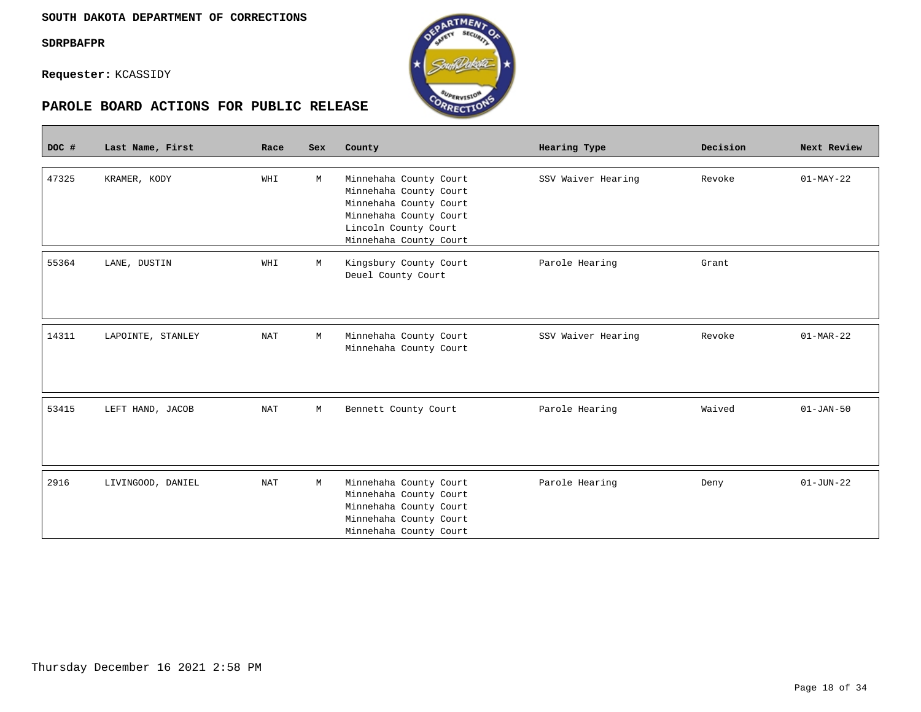**SOUTH DAKOTA DEPARTMENT OF CORRECTIONS**

**SDRPBAFPR**

**Requester:** KCASSIDY

## PAROLE BOARD ACTIONS FOR PUBLIC RELEASE

| DOC # | Last Name, First | Race | Sex | County | Hearing Type | Decision | Next Review |
|---|---|---|---|---|---|---|---|
| 47325 | KRAMER, KODY | WHI | M | Minnehaha County Court<br>Minnehaha County Court<br>Minnehaha County Court<br>Minnehaha County Court<br>Lincoln County Court<br>Minnehaha County Court | SSV Waiver Hearing | Revoke | 01-MAY-22 |
| 55364 | LANE, DUSTIN | WHI | M | Kingsbury County Court<br>Deuel County Court | Parole Hearing | Grant | |
| 14311 | LAPOINTE, STANLEY | NAT | M | Minnehaha County Court<br>Minnehaha County Court | SSV Waiver Hearing | Revoke | 01-MAR-22 |
| 53415 | LEFT HAND, JACOB | NAT | M | Bennett County Court | Parole Hearing | Waived | 01-JAN-50 |
| 2916 | LIVINGOOD, DANIEL | NAT | M | Minnehaha County Court<br>Minnehaha County Court<br>Minnehaha County Court<br>Minnehaha County Court<br>Minnehaha County Court | Parole Hearing | Deny | 01-JUN-22 |

Thursday December 16 2021 2:58 PM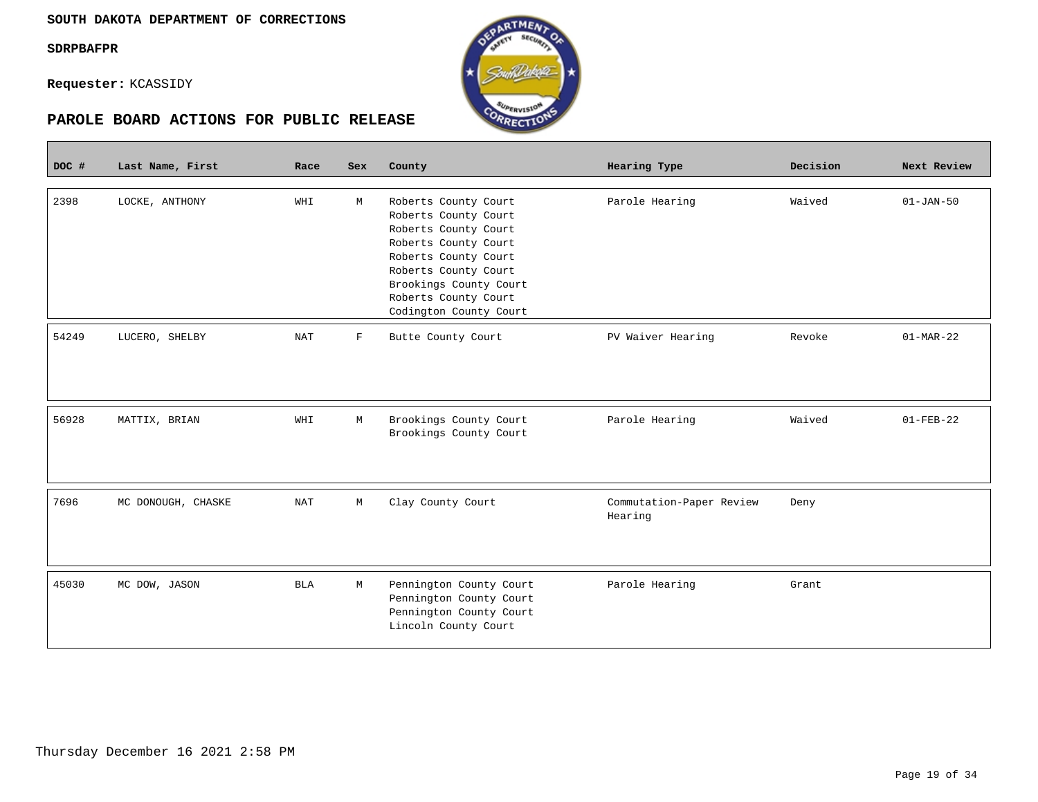**SOUTH DAKOTA DEPARTMENT OF CORRECTIONS**

**SDRPBAFPR**

**Requester:** KCASSIDY

## PAROLE BOARD ACTIONS FOR PUBLIC RELEASE

| DOC # | Last Name, First | Race | Sex | County | Hearing Type | Decision | Next Review |
|---|---|---|---|---|---|---|---|
| 2398 | LOCKE, ANTHONY | WHI | M | Roberts County Court<br>Roberts County Court<br>Roberts County Court<br>Roberts County Court<br>Roberts County Court<br>Roberts County Court<br>Brookings County Court<br>Roberts County Court<br>Codington County Court | Parole Hearing | Waived | 01-JAN-50 |
| 54249 | LUCERO, SHELBY | NAT | F | Butte County Court | PV Waiver Hearing | Revoke | 01-MAR-22 |
| 56928 | MATTIX, BRIAN | WHI | M | Brookings County Court<br>Brookings County Court | Parole Hearing | Waived | 01-FEB-22 |
| 7696 | MC DONOUGH, CHASKE | NAT | M | Clay County Court | Commutation-Paper Review Hearing | Deny | |
| 45030 | MC DOW, JASON | BLA | M | Pennington County Court<br>Pennington County Court<br>Pennington County Court<br>Lincoln County Court | Parole Hearing | Grant | |

Thursday December 16 2021 2:58 PM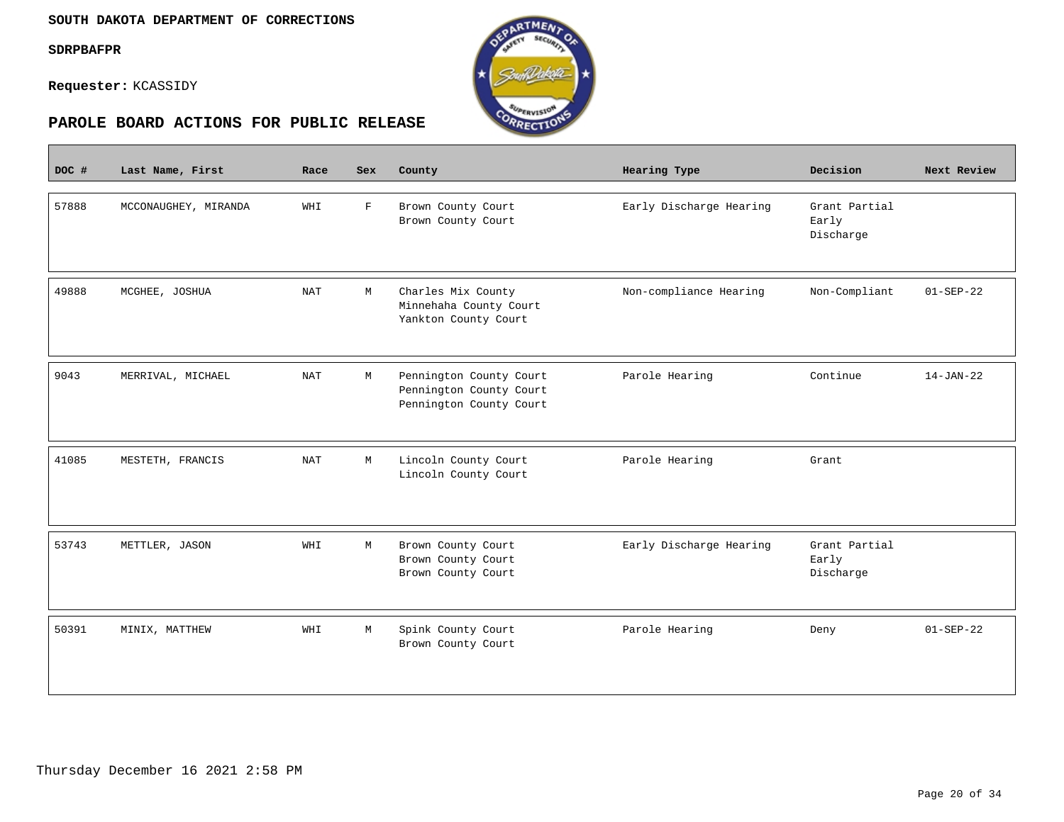**SOUTH DAKOTA DEPARTMENT OF CORRECTIONS**

**SDRPBAFPR**

**Requester:** KCASSIDY

## PAROLE BOARD ACTIONS FOR PUBLIC RELEASE

| DOC # | Last Name, First | Race | Sex | County | Hearing Type | Decision | Next Review |
|---|---|---|---|---|---|---|---|
| 57888 | MCCONAUGHEY, MIRANDA | WHI | F | Brown County Court<br>Brown County Court | Early Discharge Hearing | Grant Partial Early Discharge | |
| 49888 | MCGHEE, JOSHUA | NAT | M | Charles Mix County<br>Minnehaha County Court<br>Yankton County Court | Non-compliance Hearing | Non-Compliant | 01-SEP-22 |
| 9043 | MERRIVAL, MICHAEL | NAT | M | Pennington County Court<br>Pennington County Court<br>Pennington County Court | Parole Hearing | Continue | 14-JAN-22 |
| 41085 | MESTETH, FRANCIS | NAT | M | Lincoln County Court<br>Lincoln County Court | Parole Hearing | Grant | |
| 53743 | METTLER, JASON | WHI | M | Brown County Court<br>Brown County Court<br>Brown County Court | Early Discharge Hearing | Grant Partial Early Discharge | |
| 50391 | MINIX, MATTHEW | WHI | M | Spink County Court<br>Brown County Court | Parole Hearing | Deny | 01-SEP-22 |

Thursday December 16 2021 2:58 PM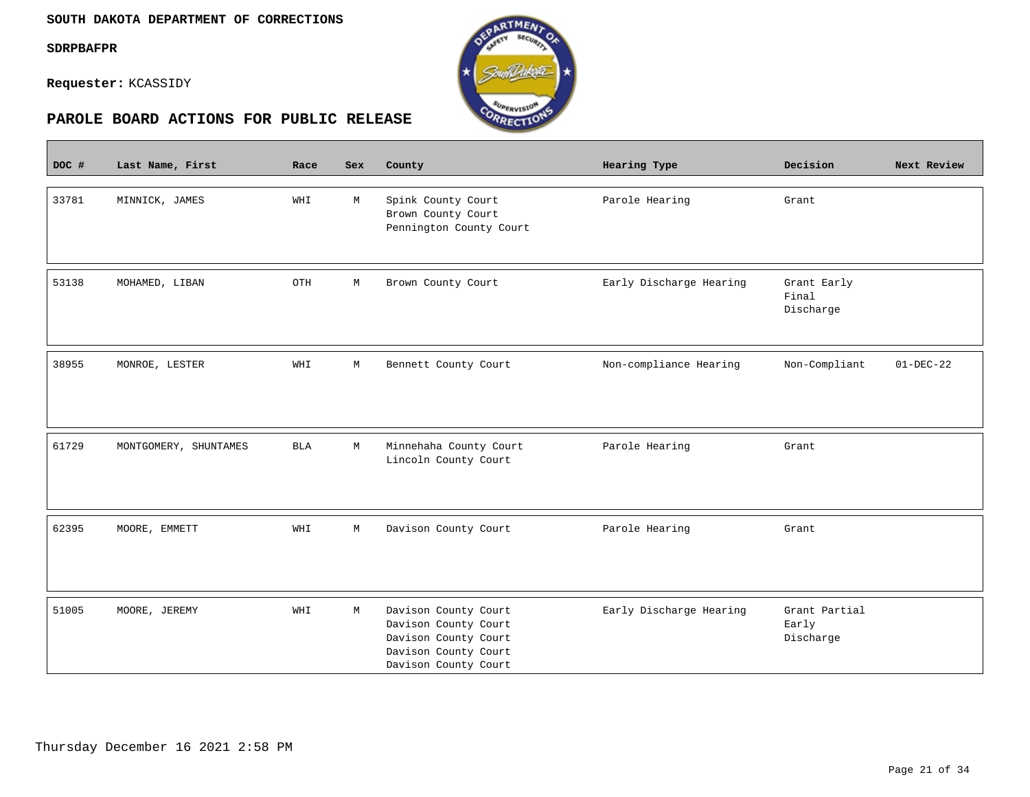**SOUTH DAKOTA DEPARTMENT OF CORRECTIONS**

**SDRPBAFPR**

**Requester:** KCASSIDY

## PAROLE BOARD ACTIONS FOR PUBLIC RELEASE

| DOC # | Last Name, First | Race | Sex | County | Hearing Type | Decision | Next Review |
|---|---|---|---|---|---|---|---|
| 33781 | MINNICK, JAMES | WHI | M | Spink County Court<br>Brown County Court<br>Pennington County Court | Parole Hearing | Grant | |
| 53138 | MOHAMED, LIBAN | OTH | M | Brown County Court | Early Discharge Hearing | Grant Early Final Discharge | |
| 38955 | MONROE, LESTER | WHI | M | Bennett County Court | Non-compliance Hearing | Non-Compliant | 01-DEC-22 |
| 61729 | MONTGOMERY, SHUNTAMES | BLA | M | Minnehaha County Court<br>Lincoln County Court | Parole Hearing | Grant | |
| 62395 | MOORE, EMMETT | WHI | M | Davison County Court | Parole Hearing | Grant | |
| 51005 | MOORE, JEREMY | WHI | M | Davison County Court<br>Davison County Court<br>Davison County Court<br>Davison County Court<br>Davison County Court | Early Discharge Hearing | Grant Partial Early Discharge | |

Thursday December 16 2021 2:58 PM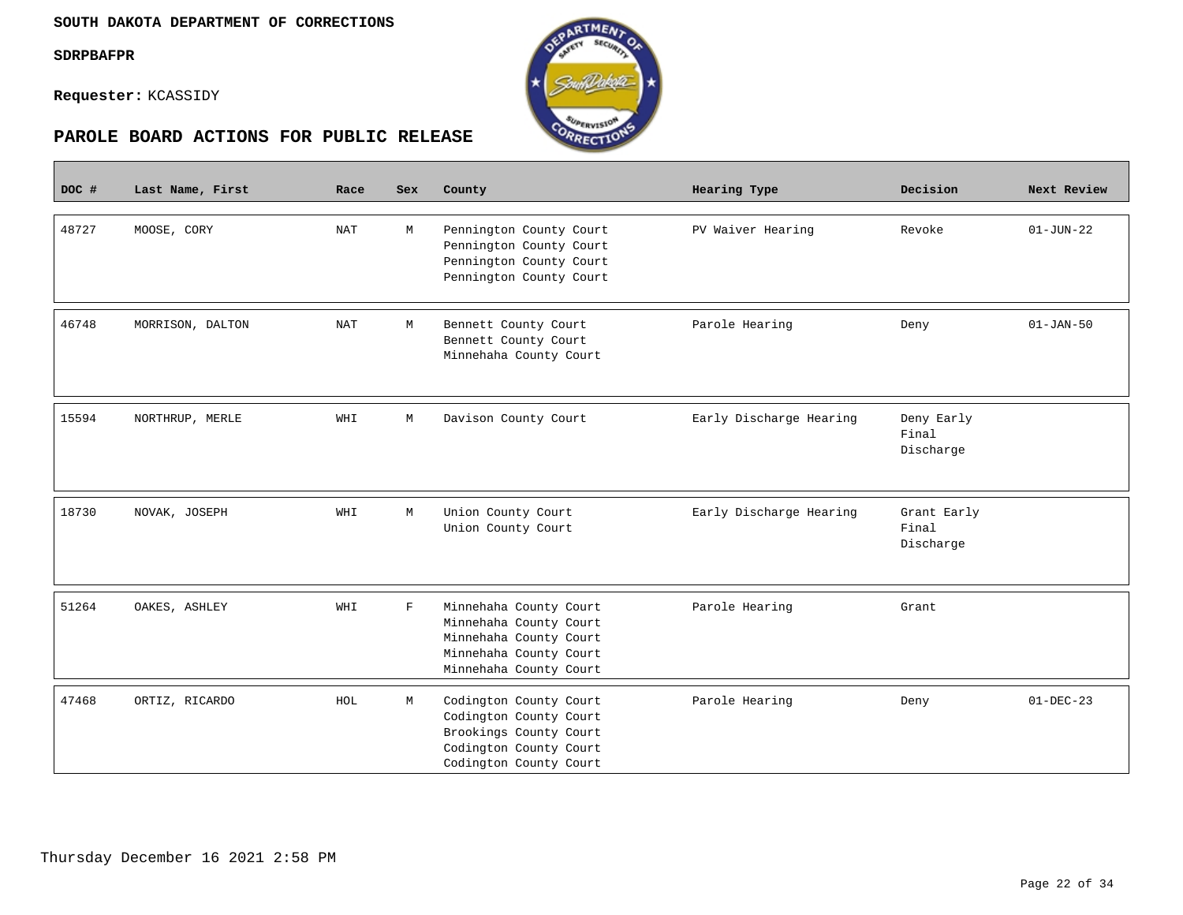**SOUTH DAKOTA DEPARTMENT OF CORRECTIONS**

**SDRPBAFPR**

**Requester:** KCASSIDY

## PAROLE BOARD ACTIONS FOR PUBLIC RELEASE

| DOC # | Last Name, First | Race | Sex | County | Hearing Type | Decision | Next Review |
|---|---|---|---|---|---|---|---|
| 48727 | MOOSE, CORY | NAT | M | Pennington County Court<br>Pennington County Court<br>Pennington County Court<br>Pennington County Court | PV Waiver Hearing | Revoke | 01-JUN-22 |
| 46748 | MORRISON, DALTON | NAT | M | Bennett County Court<br>Bennett County Court<br>Minnehaha County Court | Parole Hearing | Deny | 01-JAN-50 |
| 15594 | NORTHRUP, MERLE | WHI | M | Davison County Court | Early Discharge Hearing | Deny Early Final Discharge | |
| 18730 | NOVAK, JOSEPH | WHI | M | Union County Court<br>Union County Court | Early Discharge Hearing | Grant Early Final Discharge | |
| 51264 | OAKES, ASHLEY | WHI | F | Minnehaha County Court<br>Minnehaha County Court<br>Minnehaha County Court<br>Minnehaha County Court<br>Minnehaha County Court | Parole Hearing | Grant | |
| 47468 | ORTIZ, RICARDO | HOL | M | Codington County Court<br>Codington County Court<br>Brookings County Court<br>Codington County Court<br>Codington County Court | Parole Hearing | Deny | 01-DEC-23 |

Thursday December 16 2021 2:58 PM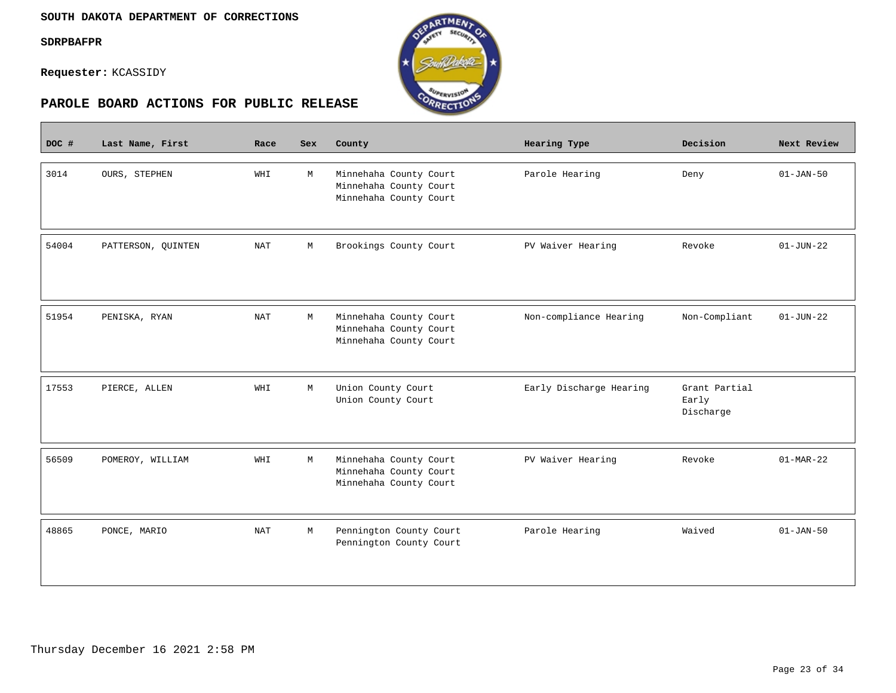**SOUTH DAKOTA DEPARTMENT OF CORRECTIONS**

**SDRPBAFPR**

**Requester:** KCASSIDY

## PAROLE BOARD ACTIONS FOR PUBLIC RELEASE

| DOC # | Last Name, First | Race | Sex | County | Hearing Type | Decision | Next Review |
|---|---|---|---|---|---|---|---|
| 3014 | OURS, STEPHEN | WHI | M | Minnehaha County Court<br>Minnehaha County Court<br>Minnehaha County Court | Parole Hearing | Deny | 01-JAN-50 |
| 54004 | PATTERSON, QUINTEN | NAT | M | Brookings County Court | PV Waiver Hearing | Revoke | 01-JUN-22 |
| 51954 | PENISKA, RYAN | NAT | M | Minnehaha County Court<br>Minnehaha County Court<br>Minnehaha County Court | Non-compliance Hearing | Non-Compliant | 01-JUN-22 |
| 17553 | PIERCE, ALLEN | WHI | M | Union County Court<br>Union County Court | Early Discharge Hearing | Grant Partial Early Discharge | |
| 56509 | POMEROY, WILLIAM | WHI | M | Minnehaha County Court<br>Minnehaha County Court<br>Minnehaha County Court | PV Waiver Hearing | Revoke | 01-MAR-22 |
| 48865 | PONCE, MARIO | NAT | M | Pennington County Court<br>Pennington County Court | Parole Hearing | Waived | 01-JAN-50 |

Thursday December 16 2021 2:58 PM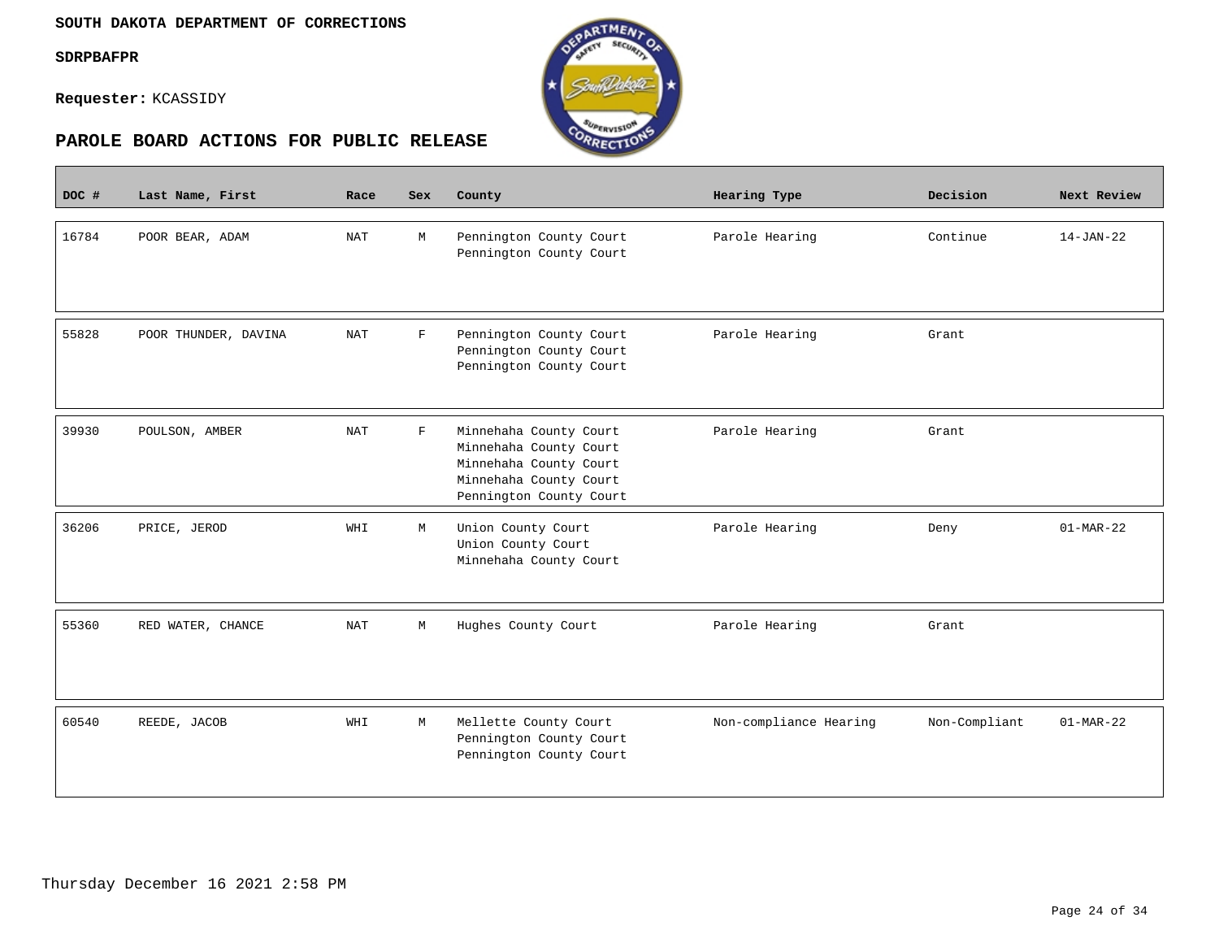**SOUTH DAKOTA DEPARTMENT OF CORRECTIONS**

**SDRPBAFPR**

**Requester:** KCASSIDY

## PAROLE BOARD ACTIONS FOR PUBLIC RELEASE

| DOC # | Last Name, First | Race | Sex | County | Hearing Type | Decision | Next Review |
|---|---|---|---|---|---|---|---|
| 16784 | POOR BEAR, ADAM | NAT | M | Pennington County Court<br>Pennington County Court | Parole Hearing | Continue | 14-JAN-22 |
| 55828 | POOR THUNDER, DAVINA | NAT | F | Pennington County Court<br>Pennington County Court<br>Pennington County Court | Parole Hearing | Grant | |
| 39930 | POULSON, AMBER | NAT | F | Minnehaha County Court<br>Minnehaha County Court<br>Minnehaha County Court<br>Minnehaha County Court<br>Pennington County Court | Parole Hearing | Grant | |
| 36206 | PRICE, JEROD | WHI | M | Union County Court<br>Union County Court<br>Minnehaha County Court | Parole Hearing | Deny | 01-MAR-22 |
| 55360 | RED WATER, CHANCE | NAT | M | Hughes County Court | Parole Hearing | Grant | |
| 60540 | REEDE, JACOB | WHI | M | Mellette County Court<br>Pennington County Court<br>Pennington County Court | Non-compliance Hearing | Non-Compliant | 01-MAR-22 |

Thursday December 16 2021 2:58 PM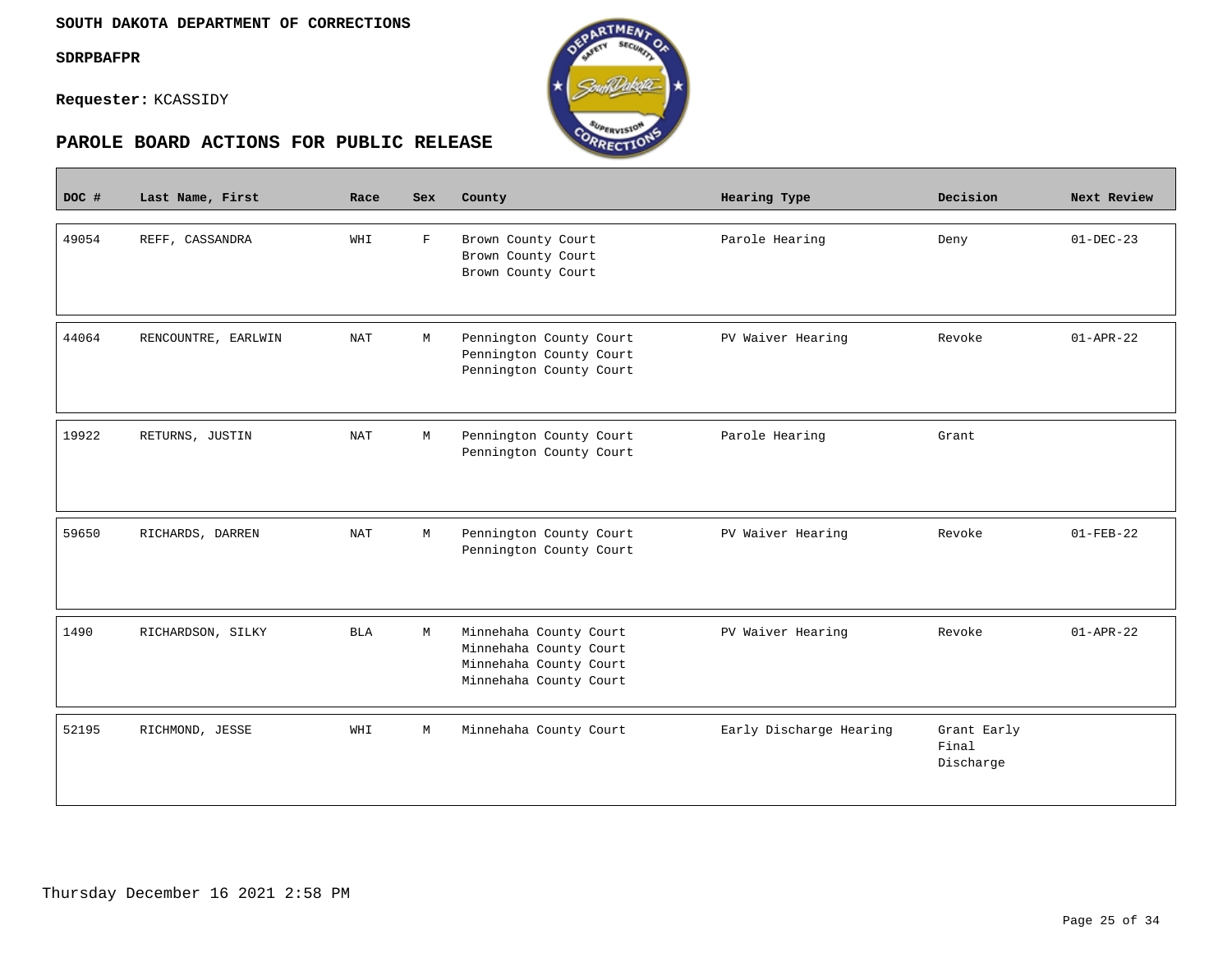**SOUTH DAKOTA DEPARTMENT OF CORRECTIONS**

**SDRPBAFPR**

**Requester:** KCASSIDY

## PAROLE BOARD ACTIONS FOR PUBLIC RELEASE

| DOC # | Last Name, First | Race | Sex | County | Hearing Type | Decision | Next Review |
|---|---|---|---|---|---|---|---|
| 49054 | REFF, CASSANDRA | WHI | F | Brown County Court<br>Brown County Court<br>Brown County Court | Parole Hearing | Deny | 01-DEC-23 |
| 44064 | RENCOUNTRE, EARLWIN | NAT | M | Pennington County Court<br>Pennington County Court<br>Pennington County Court | PV Waiver Hearing | Revoke | 01-APR-22 |
| 19922 | RETURNS, JUSTIN | NAT | M | Pennington County Court<br>Pennington County Court | Parole Hearing | Grant | |
| 59650 | RICHARDS, DARREN | NAT | M | Pennington County Court<br>Pennington County Court | PV Waiver Hearing | Revoke | 01-FEB-22 |
| 1490 | RICHARDSON, SILKY | BLA | M | Minnehaha County Court<br>Minnehaha County Court<br>Minnehaha County Court<br>Minnehaha County Court | PV Waiver Hearing | Revoke | 01-APR-22 |
| 52195 | RICHMOND, JESSE | WHI | M | Minnehaha County Court | Early Discharge Hearing | Grant Early Final Discharge | |

Thursday December 16 2021 2:58 PM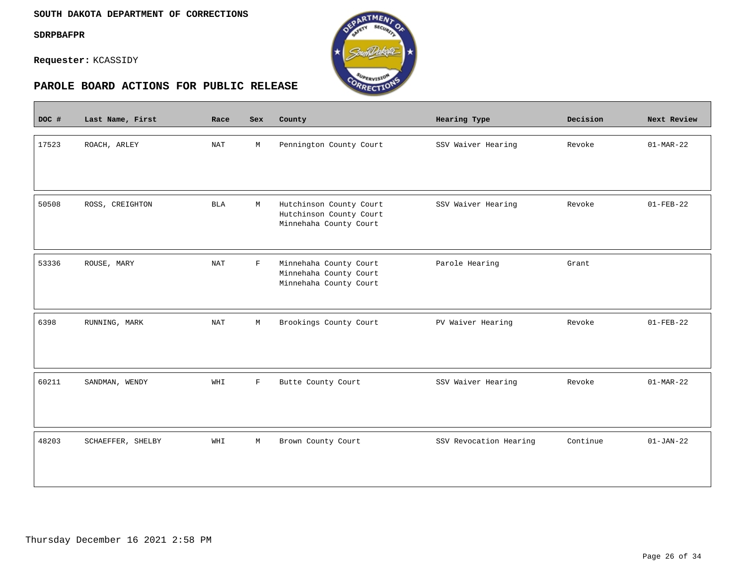**SOUTH DAKOTA DEPARTMENT OF CORRECTIONS**

**SDRPBAFPR**

**Requester:** KCASSIDY

## PAROLE BOARD ACTIONS FOR PUBLIC RELEASE

| DOC # | Last Name, First | Race | Sex | County | Hearing Type | Decision | Next Review |
|---|---|---|---|---|---|---|---|
| 17523 | ROACH, ARLEY | NAT | M | Pennington County Court | SSV Waiver Hearing | Revoke | 01-MAR-22 |
| 50508 | ROSS, CREIGHTON | BLA | M | Hutchinson County Court<br>Hutchinson County Court<br>Minnehaha County Court | SSV Waiver Hearing | Revoke | 01-FEB-22 |
| 53336 | ROUSE, MARY | NAT | F | Minnehaha County Court<br>Minnehaha County Court<br>Minnehaha County Court | Parole Hearing | Grant | |
| 6398 | RUNNING, MARK | NAT | M | Brookings County Court | PV Waiver Hearing | Revoke | 01-FEB-22 |
| 60211 | SANDMAN, WENDY | WHI | F | Butte County Court | SSV Waiver Hearing | Revoke | 01-MAR-22 |
| 48203 | SCHAEFFER, SHELBY | WHI | M | Brown County Court | SSV Revocation Hearing | Continue | 01-JAN-22 |

Thursday December 16 2021 2:58 PM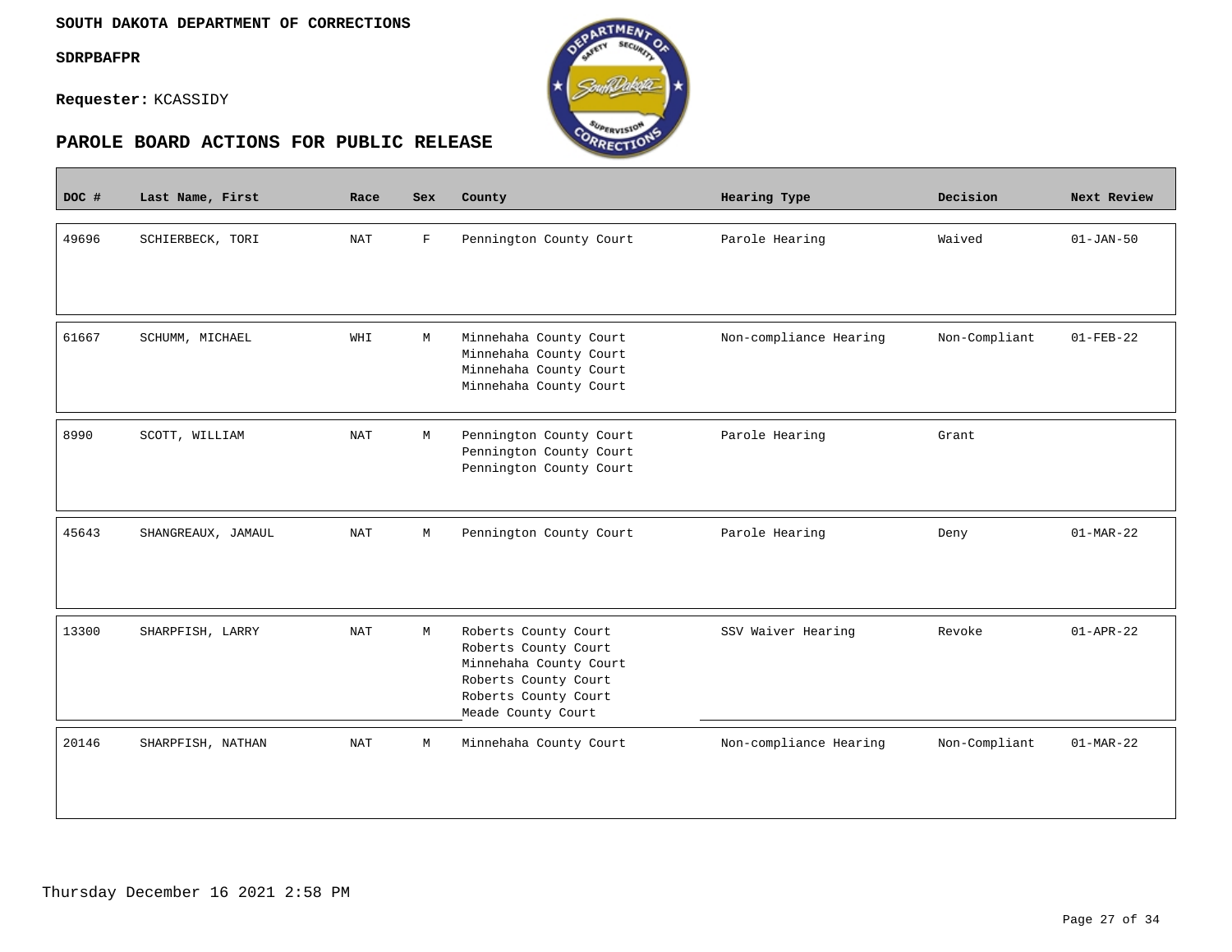**SOUTH DAKOTA DEPARTMENT OF CORRECTIONS**

**SDRPBAFPR**

**Requester:** KCASSIDY

## PAROLE BOARD ACTIONS FOR PUBLIC RELEASE

| DOC # | Last Name, First | Race | Sex | County | Hearing Type | Decision | Next Review |
|---|---|---|---|---|---|---|---|
| 49696 | SCHIERBECK, TORI | NAT | F | Pennington County Court | Parole Hearing | Waived | 01-JAN-50 |
| 61667 | SCHUMM, MICHAEL | WHI | M | Minnehaha County Court<br>Minnehaha County Court<br>Minnehaha County Court<br>Minnehaha County Court | Non-compliance Hearing | Non-Compliant | 01-FEB-22 |
| 8990 | SCOTT, WILLIAM | NAT | M | Pennington County Court<br>Pennington County Court<br>Pennington County Court | Parole Hearing | Grant | |
| 45643 | SHANGREAUX, JAMAUL | NAT | M | Pennington County Court | Parole Hearing | Deny | 01-MAR-22 |
| 13300 | SHARPFISH, LARRY | NAT | M | Roberts County Court<br>Roberts County Court<br>Minnehaha County Court<br>Roberts County Court<br>Roberts County Court<br>Meade County Court | SSV Waiver Hearing | Revoke | 01-APR-22 |
| 20146 | SHARPFISH, NATHAN | NAT | M | Minnehaha County Court | Non-compliance Hearing | Non-Compliant | 01-MAR-22 |

Thursday December 16 2021 2:58 PM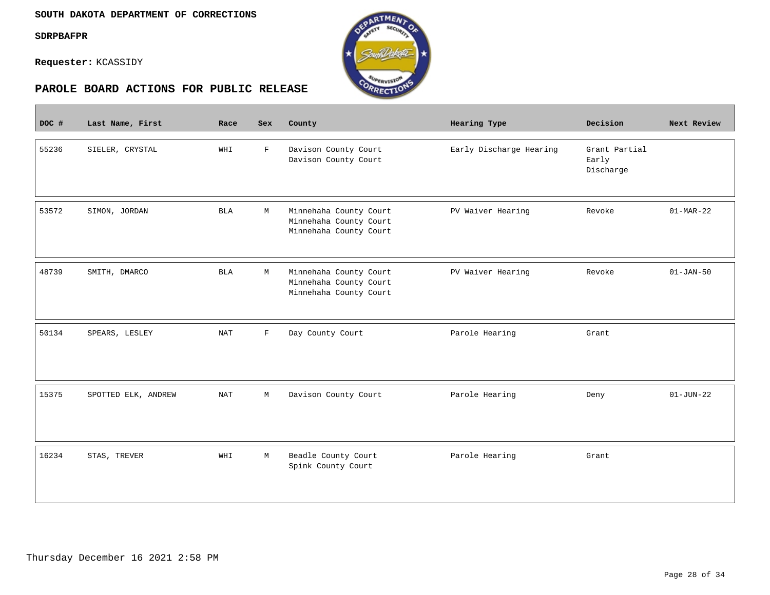**SOUTH DAKOTA DEPARTMENT OF CORRECTIONS**

**SDRPBAFPR**

**Requester:** KCASSIDY

## PAROLE BOARD ACTIONS FOR PUBLIC RELEASE

| DOC # | Last Name, First | Race | Sex | County | Hearing Type | Decision | Next Review |
|---|---|---|---|---|---|---|---|
| 55236 | SIELER, CRYSTAL | WHI | F | Davison County Court<br>Davison County Court | Early Discharge Hearing | Grant Partial Early Discharge | |
| 53572 | SIMON, JORDAN | BLA | M | Minnehaha County Court<br>Minnehaha County Court<br>Minnehaha County Court | PV Waiver Hearing | Revoke | 01-MAR-22 |
| 48739 | SMITH, DMARCO | BLA | M | Minnehaha County Court<br>Minnehaha County Court<br>Minnehaha County Court | PV Waiver Hearing | Revoke | 01-JAN-50 |
| 50134 | SPEARS, LESLEY | NAT | F | Day County Court | Parole Hearing | Grant | |
| 15375 | SPOTTED ELK, ANDREW | NAT | M | Davison County Court | Parole Hearing | Deny | 01-JUN-22 |
| 16234 | STAS, TREVER | WHI | M | Beadle County Court<br>Spink County Court | Parole Hearing | Grant | |

Thursday December 16 2021 2:58 PM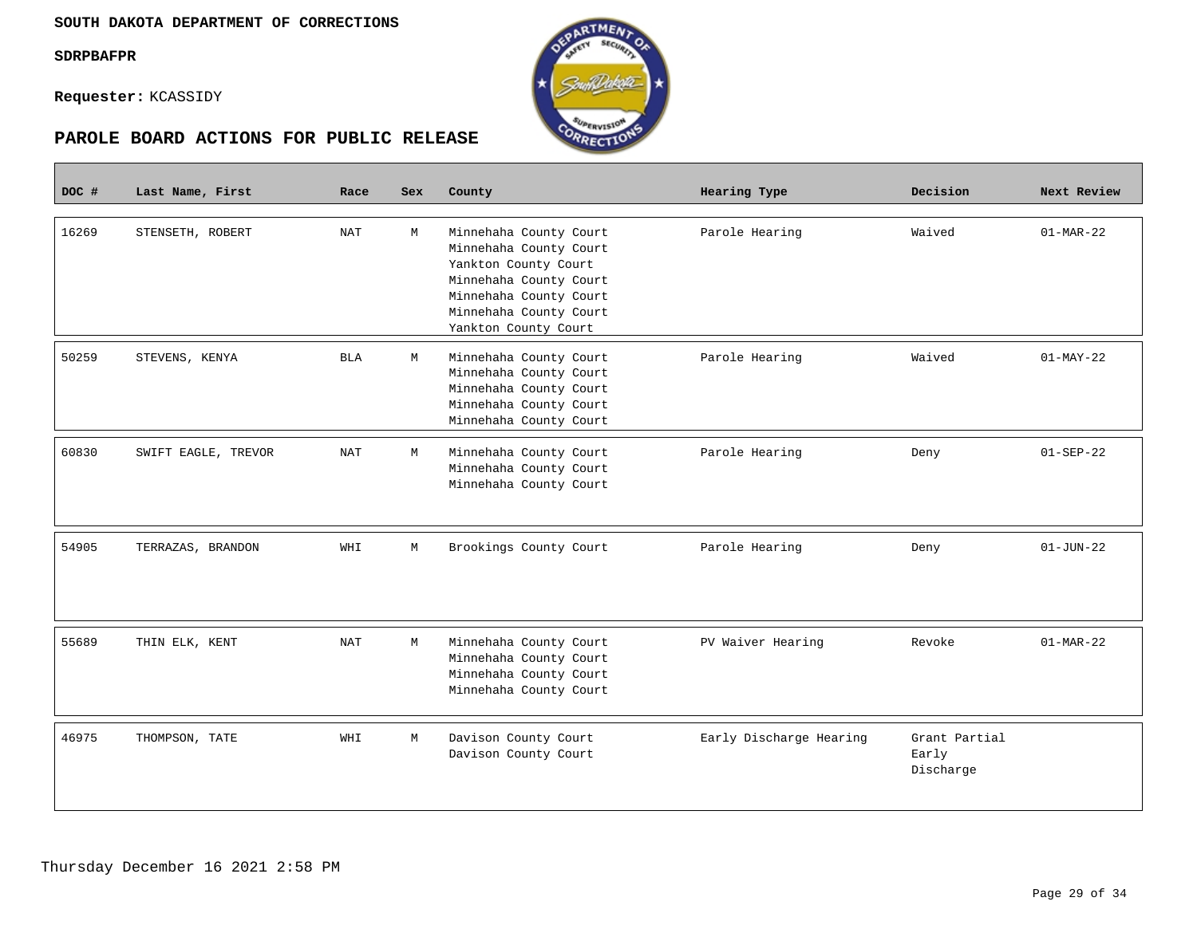**SOUTH DAKOTA DEPARTMENT OF CORRECTIONS**

**SDRPBAFPR**

**Requester:** KCASSIDY

## PAROLE BOARD ACTIONS FOR PUBLIC RELEASE

| DOC # | Last Name, First | Race | Sex | County | Hearing Type | Decision | Next Review |
|---|---|---|---|---|---|---|---|
| 16269 | STENSETH, ROBERT | NAT | M | Minnehaha County Court<br>Minnehaha County Court<br>Yankton County Court<br>Minnehaha County Court<br>Minnehaha County Court<br>Minnehaha County Court<br>Yankton County Court | Parole Hearing | Waived | 01-MAR-22 |
| 50259 | STEVENS, KENYA | BLA | M | Minnehaha County Court<br>Minnehaha County Court<br>Minnehaha County Court<br>Minnehaha County Court<br>Minnehaha County Court | Parole Hearing | Waived | 01-MAY-22 |
| 60830 | SWIFT EAGLE, TREVOR | NAT | M | Minnehaha County Court<br>Minnehaha County Court<br>Minnehaha County Court | Parole Hearing | Deny | 01-SEP-22 |
| 54905 | TERRAZAS, BRANDON | WHI | M | Brookings County Court | Parole Hearing | Deny | 01-JUN-22 |
| 55689 | THIN ELK, KENT | NAT | M | Minnehaha County Court<br>Minnehaha County Court<br>Minnehaha County Court<br>Minnehaha County Court | PV Waiver Hearing | Revoke | 01-MAR-22 |
| 46975 | THOMPSON, TATE | WHI | M | Davison County Court<br>Davison County Court | Early Discharge Hearing | Grant Partial Early Discharge | |

Thursday December 16 2021 2:58 PM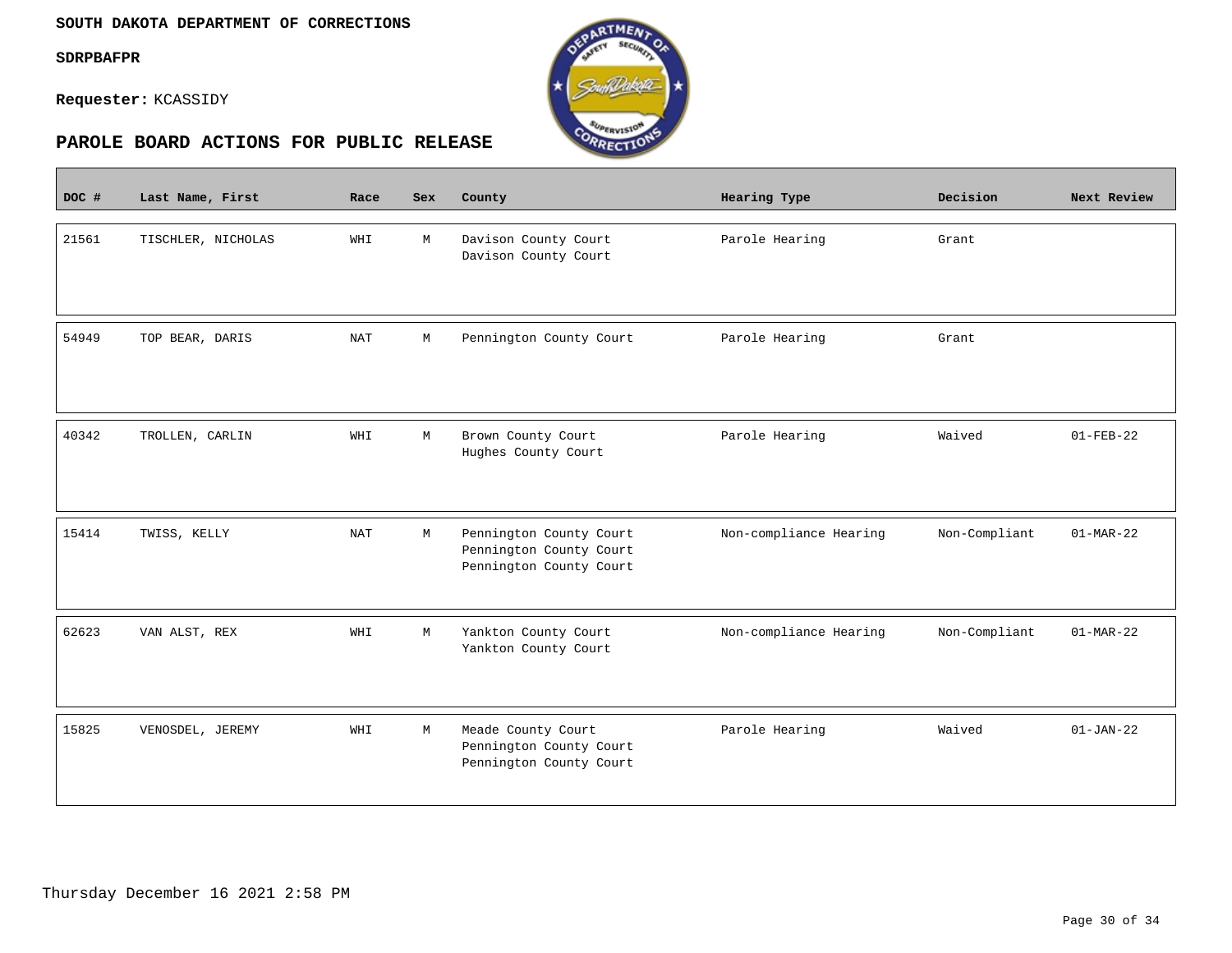**SOUTH DAKOTA DEPARTMENT OF CORRECTIONS**

**SDRPBAFPR**

**Requester:** KCASSIDY

## PAROLE BOARD ACTIONS FOR PUBLIC RELEASE

| DOC # | Last Name, First | Race | Sex | County | Hearing Type | Decision | Next Review |
|---|---|---|---|---|---|---|---|
| 21561 | TISCHLER, NICHOLAS | WHI | M | Davison County Court<br>Davison County Court | Parole Hearing | Grant | |
| 54949 | TOP BEAR, DARIS | NAT | M | Pennington County Court | Parole Hearing | Grant | |
| 40342 | TROLLEN, CARLIN | WHI | M | Brown County Court<br>Hughes County Court | Parole Hearing | Waived | 01-FEB-22 |
| 15414 | TWISS, KELLY | NAT | M | Pennington County Court<br>Pennington County Court<br>Pennington County Court | Non-compliance Hearing | Non-Compliant | 01-MAR-22 |
| 62623 | VAN ALST, REX | WHI | M | Yankton County Court<br>Yankton County Court | Non-compliance Hearing | Non-Compliant | 01-MAR-22 |
| 15825 | VENOSDEL, JEREMY | WHI | M | Meade County Court<br>Pennington County Court<br>Pennington County Court | Parole Hearing | Waived | 01-JAN-22 |

Thursday December 16 2021 2:58 PM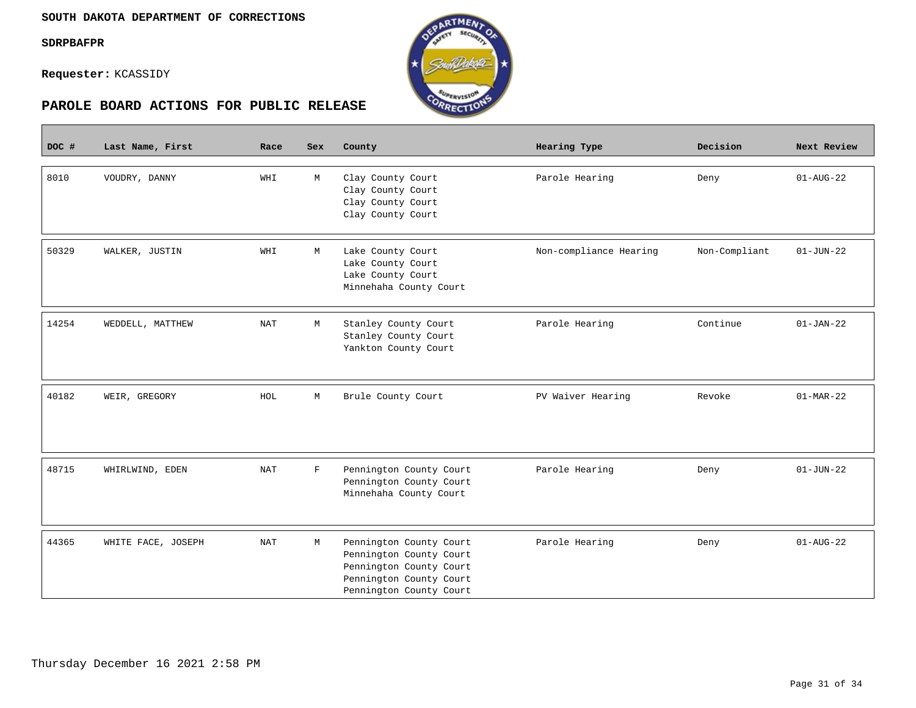**SOUTH DAKOTA DEPARTMENT OF CORRECTIONS**

**SDRPBAFPR**

**Requester:** KCASSIDY

## PAROLE BOARD ACTIONS FOR PUBLIC RELEASE

| DOC # | Last Name, First | Race | Sex | County | Hearing Type | Decision | Next Review |
|---|---|---|---|---|---|---|---|
| 8010 | VOUDRY, DANNY | WHI | M | Clay County Court<br>Clay County Court<br>Clay County Court<br>Clay County Court | Parole Hearing | Deny | 01-AUG-22 |
| 50329 | WALKER, JUSTIN | WHI | M | Lake County Court<br>Lake County Court<br>Lake County Court<br>Minnehaha County Court | Non-compliance Hearing | Non-Compliant | 01-JUN-22 |
| 14254 | WEDDELL, MATTHEW | NAT | M | Stanley County Court<br>Stanley County Court<br>Yankton County Court | Parole Hearing | Continue | 01-JAN-22 |
| 40182 | WEIR, GREGORY | HOL | M | Brule County Court | PV Waiver Hearing | Revoke | 01-MAR-22 |
| 48715 | WHIRLWIND, EDEN | NAT | F | Pennington County Court<br>Pennington County Court<br>Minnehaha County Court | Parole Hearing | Deny | 01-JUN-22 |
| 44365 | WHITE FACE, JOSEPH | NAT | M | Pennington County Court<br>Pennington County Court<br>Pennington County Court<br>Pennington County Court<br>Pennington County Court | Parole Hearing | Deny | 01-AUG-22 |

Thursday December 16 2021 2:58 PM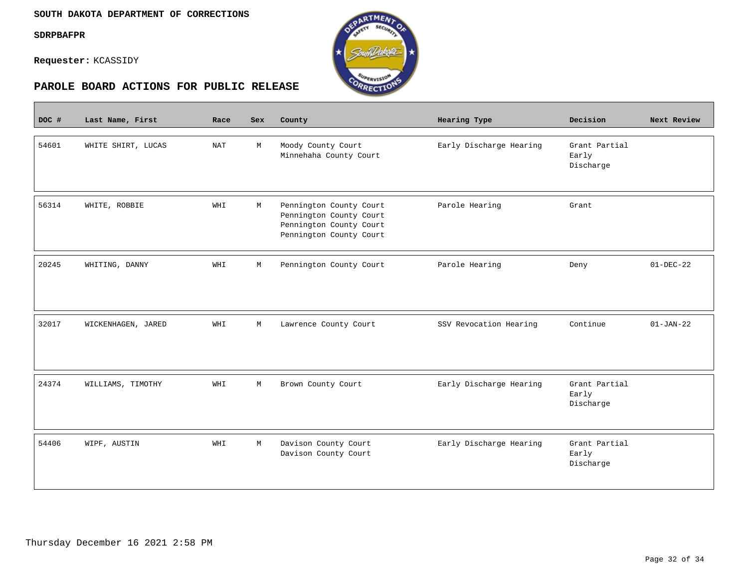**SOUTH DAKOTA DEPARTMENT OF CORRECTIONS**

**SDRPBAFPR**

**Requester:** KCASSIDY

## PAROLE BOARD ACTIONS FOR PUBLIC RELEASE

| DOC # | Last Name, First | Race | Sex | County | Hearing Type | Decision | Next Review |
|---|---|---|---|---|---|---|---|
| 54601 | WHITE SHIRT, LUCAS | NAT | M | Moody County Court<br>Minnehaha County Court | Early Discharge Hearing | Grant Partial Early Discharge | |
| 56314 | WHITE, ROBBIE | WHI | M | Pennington County Court<br>Pennington County Court<br>Pennington County Court<br>Pennington County Court | Parole Hearing | Grant | |
| 20245 | WHITING, DANNY | WHI | M | Pennington County Court | Parole Hearing | Deny | 01-DEC-22 |
| 32017 | WICKENHAGEN, JARED | WHI | M | Lawrence County Court | SSV Revocation Hearing | Continue | 01-JAN-22 |
| 24374 | WILLIAMS, TIMOTHY | WHI | M | Brown County Court | Early Discharge Hearing | Grant Partial Early Discharge | |
| 54406 | WIPF, AUSTIN | WHI | M | Davison County Court<br>Davison County Court | Early Discharge Hearing | Grant Partial Early Discharge | |

Thursday December 16 2021 2:58 PM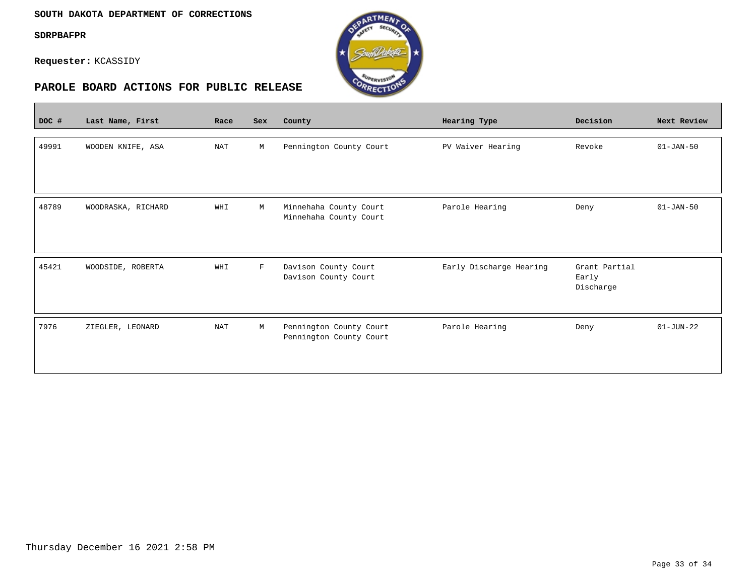**SOUTH DAKOTA DEPARTMENT OF CORRECTIONS**

**SDRPBAFPR**

**Requester:** KCASSIDY

## PAROLE BOARD ACTIONS FOR PUBLIC RELEASE

| DOC # | Last Name, First | Race | Sex | County | Hearing Type | Decision | Next Review |
|---|---|---|---|---|---|---|---|
| 49991 | WOODEN KNIFE, ASA | NAT | M | Pennington County Court | PV Waiver Hearing | Revoke | 01-JAN-50 |
| 48789 | WOODRASKA, RICHARD | WHI | M | Minnehaha County Court<br>Minnehaha County Court | Parole Hearing | Deny | 01-JAN-50 |
| 45421 | WOODSIDE, ROBERTA | WHI | F | Davison County Court<br>Davison County Court | Early Discharge Hearing | Grant Partial Early Discharge | |
| 7976 | ZIEGLER, LEONARD | NAT | M | Pennington County Court<br>Pennington County Court | Parole Hearing | Deny | 01-JUN-22 |

Thursday December 16 2021 2:58 PM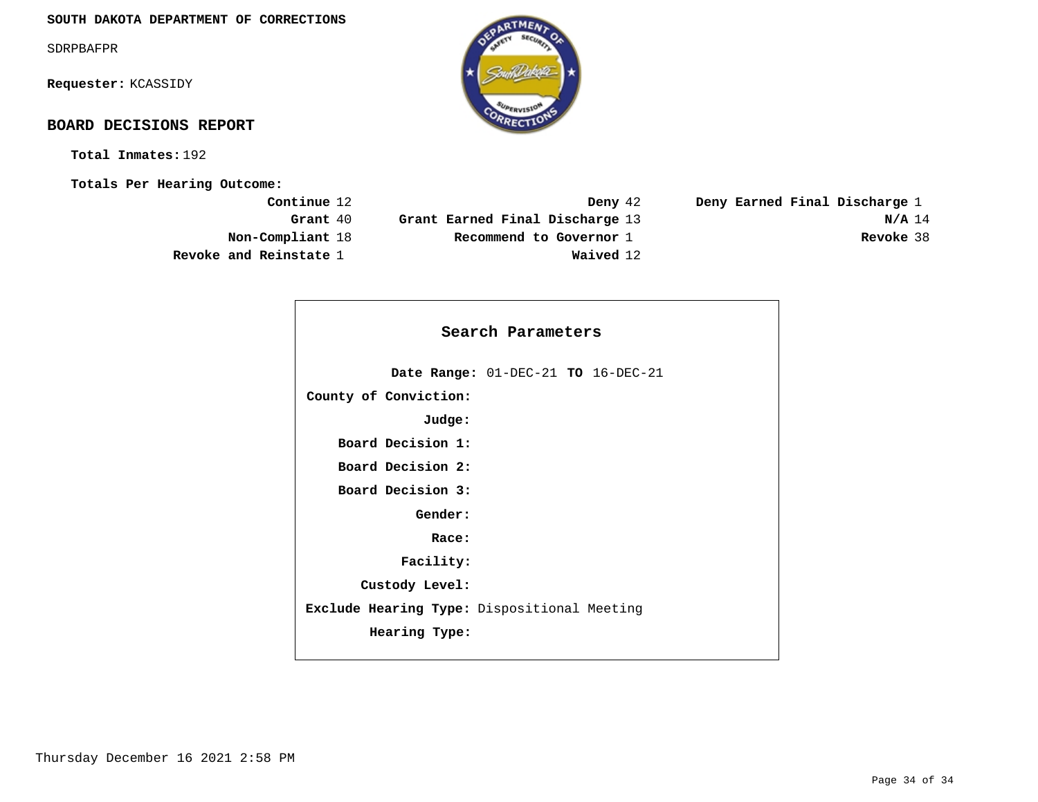**SOUTH DAKOTA DEPARTMENT OF CORRECTIONS**

SDRPBAFPR

**Requester:** KCASSIDY

## BOARD DECISIONS REPORT

**Total Inmates:** 192

**Totals Per Hearing Outcome:**

| | | | | | |
|---|---|---|---|---|---|
| **Continue** | 12 | **Deny** | 42 | **Deny Earned Final Discharge** | 1 |
| **Grant** | 40 | **Grant Earned Final Discharge** | 13 | **N/A** | 14 |
| **Non-Compliant** | 18 | **Recommend to Governor** | 1 | **Revoke** | 38 |
| **Revoke and Reinstate** | 1 | **Waived** | 12 | | |

### Search Parameters

**Date Range:** 01-DEC-21 **TO** 16-DEC-21

**County of Conviction:**

**Judge:**

**Board Decision 1:**

**Board Decision 2:**

**Board Decision 3:**

**Gender:**

**Race:**

**Facility:**

**Custody Level:**

**Exclude Hearing Type:** Dispositional Meeting

**Hearing Type:**

Thursday December 16 2021 2:58 PM